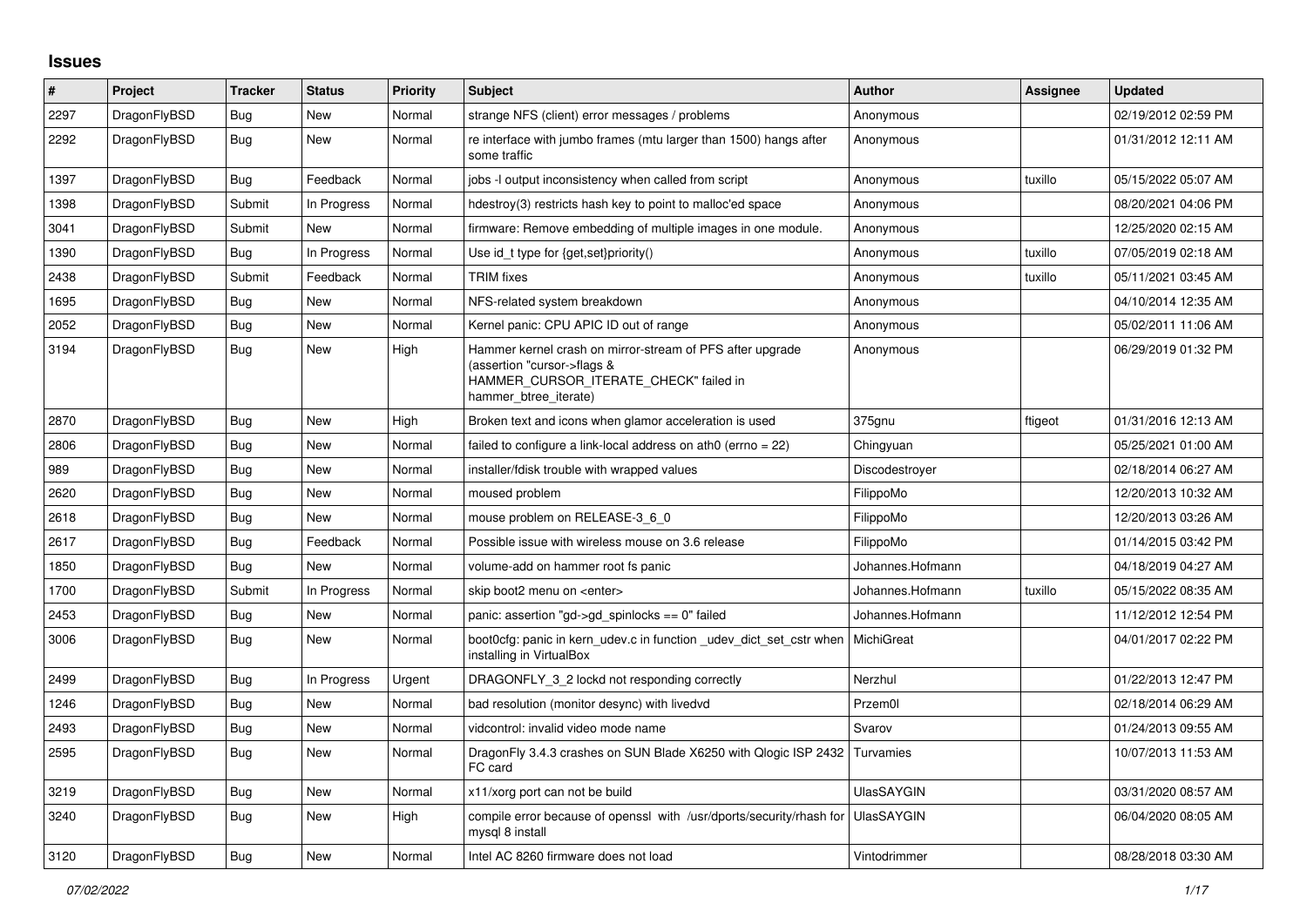## Issues

| # | Project | Tracker | Status | Priority | Subject | Author | Assignee | Updated |
|---|---|---|---|---|---|---|---|---|
| 2297 | DragonFlyBSD | Bug | New | Normal | strange NFS (client) error messages / problems | Anonymous | | 02/19/2012 02:59 PM |
| 2292 | DragonFlyBSD | Bug | New | Normal | re interface with jumbo frames (mtu larger than 1500) hangs after some traffic | Anonymous | | 01/31/2012 12:11 AM |
| 1397 | DragonFlyBSD | Bug | Feedback | Normal | jobs -l output inconsistency when called from script | Anonymous | tuxillo | 05/15/2022 05:07 AM |
| 1398 | DragonFlyBSD | Submit | In Progress | Normal | hdestroy(3) restricts hash key to point to malloc'ed space | Anonymous | | 08/20/2021 04:06 PM |
| 3041 | DragonFlyBSD | Submit | New | Normal | firmware: Remove embedding of multiple images in one module. | Anonymous | | 12/25/2020 02:15 AM |
| 1390 | DragonFlyBSD | Bug | In Progress | Normal | Use id_t type for {get,set}priority() | Anonymous | tuxillo | 07/05/2019 02:18 AM |
| 2438 | DragonFlyBSD | Submit | Feedback | Normal | TRIM fixes | Anonymous | tuxillo | 05/11/2021 03:45 AM |
| 1695 | DragonFlyBSD | Bug | New | Normal | NFS-related system breakdown | Anonymous | | 04/10/2014 12:35 AM |
| 2052 | DragonFlyBSD | Bug | New | Normal | Kernel panic: CPU APIC ID out of range | Anonymous | | 05/02/2011 11:06 AM |
| 3194 | DragonFlyBSD | Bug | New | High | Hammer kernel crash on mirror-stream of PFS after upgrade (assertion "cursor->flags & HAMMER_CURSOR_ITERATE_CHECK" failed in hammer_btree_iterate) | Anonymous | | 06/29/2019 01:32 PM |
| 2870 | DragonFlyBSD | Bug | New | High | Broken text and icons when glamor acceleration is used | 375gnu | ftigeot | 01/31/2016 12:13 AM |
| 2806 | DragonFlyBSD | Bug | New | Normal | failed to configure a link-local address on ath0 (errno = 22) | Chingyuan | | 05/25/2021 01:00 AM |
| 989 | DragonFlyBSD | Bug | New | Normal | installer/fdisk trouble with wrapped values | Discodestroyer | | 02/18/2014 06:27 AM |
| 2620 | DragonFlyBSD | Bug | New | Normal | moused problem | FilippoMo | | 12/20/2013 10:32 AM |
| 2618 | DragonFlyBSD | Bug | New | Normal | mouse problem on RELEASE-3_6_0 | FilippoMo | | 12/20/2013 03:26 AM |
| 2617 | DragonFlyBSD | Bug | Feedback | Normal | Possible issue with wireless mouse on 3.6 release | FilippoMo | | 01/14/2015 03:42 PM |
| 1850 | DragonFlyBSD | Bug | New | Normal | volume-add on hammer root fs panic | Johannes.Hofmann | | 04/18/2019 04:27 AM |
| 1700 | DragonFlyBSD | Submit | In Progress | Normal | skip boot2 menu on <enter> | Johannes.Hofmann | tuxillo | 05/15/2022 08:35 AM |
| 2453 | DragonFlyBSD | Bug | New | Normal | panic: assertion "gd->gd_spinlocks == 0" failed | Johannes.Hofmann | | 11/12/2012 12:54 PM |
| 3006 | DragonFlyBSD | Bug | New | Normal | boot0cfg: panic in kern_udev.c in function _udev_dict_set_cstr when installing in VirtualBox | MichiGreat | | 04/01/2017 02:22 PM |
| 2499 | DragonFlyBSD | Bug | In Progress | Urgent | DRAGONFLY_3_2 lockd not responding correctly | Nerzhul | | 01/22/2013 12:47 PM |
| 1246 | DragonFlyBSD | Bug | New | Normal | bad resolution (monitor desync) with livedvd | Przem0l | | 02/18/2014 06:29 AM |
| 2493 | DragonFlyBSD | Bug | New | Normal | vidcontrol: invalid video mode name | Svarov | | 01/24/2013 09:55 AM |
| 2595 | DragonFlyBSD | Bug | New | Normal | DragonFly 3.4.3 crashes on SUN Blade X6250 with Qlogic ISP 2432 FC card | Turvamies | | 10/07/2013 11:53 AM |
| 3219 | DragonFlyBSD | Bug | New | Normal | x11/xorg port can not be build | UlasSAYGIN | | 03/31/2020 08:57 AM |
| 3240 | DragonFlyBSD | Bug | New | High | compile error because of openssl with /usr/dports/security/rhash for mysql 8 install | UlasSAYGIN | | 06/04/2020 08:05 AM |
| 3120 | DragonFlyBSD | Bug | New | Normal | Intel AC 8260 firmware does not load | Vintodrimmer | | 08/28/2018 03:30 AM |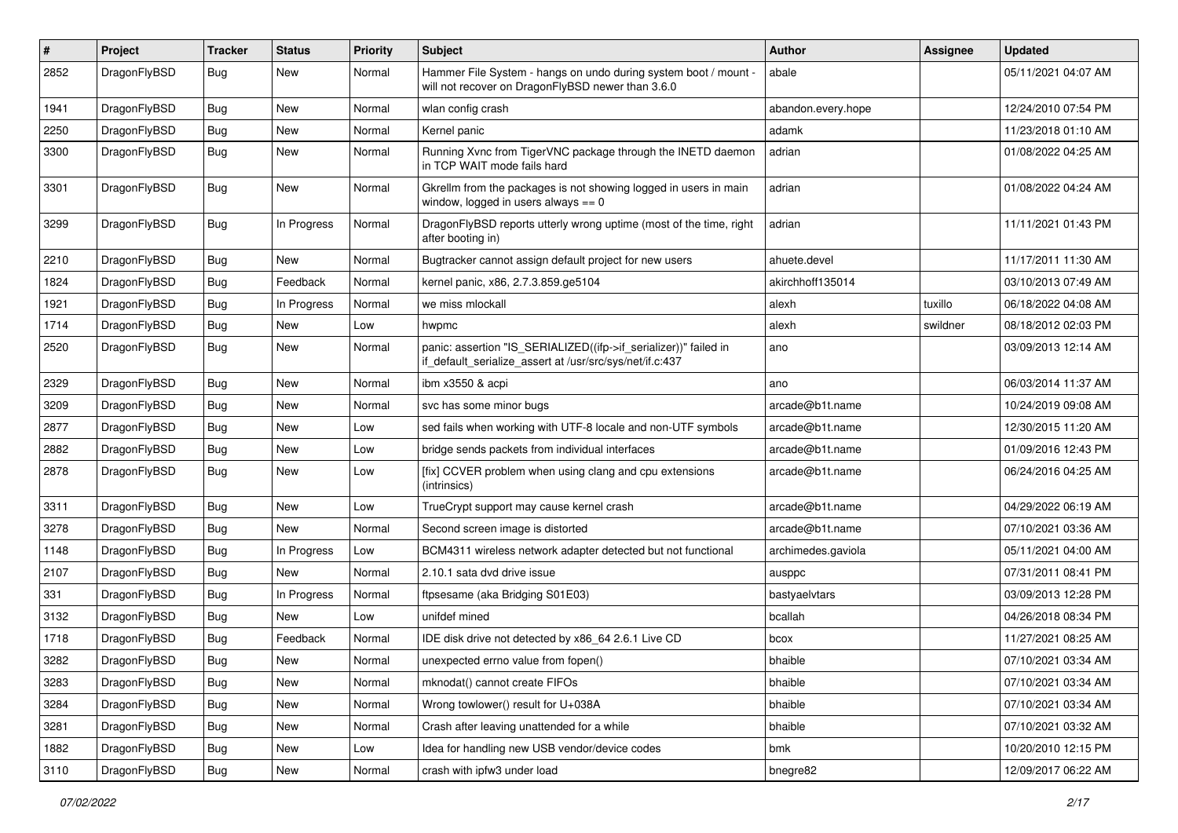| # | Project | Tracker | Status | Priority | Subject | Author | Assignee | Updated |
|---|---|---|---|---|---|---|---|---|
| 2852 | DragonFlyBSD | Bug | New | Normal | Hammer File System - hangs on undo during system boot / mount - will not recover on DragonFlyBSD newer than 3.6.0 | abale | | 05/11/2021 04:07 AM |
| 1941 | DragonFlyBSD | Bug | New | Normal | wlan config crash | abandon.every.hope | | 12/24/2010 07:54 PM |
| 2250 | DragonFlyBSD | Bug | New | Normal | Kernel panic | adamk | | 11/23/2018 01:10 AM |
| 3300 | DragonFlyBSD | Bug | New | Normal | Running Xvnc from TigerVNC package through the INETD daemon in TCP WAIT mode fails hard | adrian | | 01/08/2022 04:25 AM |
| 3301 | DragonFlyBSD | Bug | New | Normal | Gkrellm from the packages is not showing logged in users in main window, logged in users always == 0 | adrian | | 01/08/2022 04:24 AM |
| 3299 | DragonFlyBSD | Bug | In Progress | Normal | DragonFlyBSD reports utterly wrong uptime (most of the time, right after booting in) | adrian | | 11/11/2021 01:43 PM |
| 2210 | DragonFlyBSD | Bug | New | Normal | Bugtracker cannot assign default project for new users | ahuete.devel | | 11/17/2011 11:30 AM |
| 1824 | DragonFlyBSD | Bug | Feedback | Normal | kernel panic, x86, 2.7.3.859.ge5104 | akirchhoff135014 | | 03/10/2013 07:49 AM |
| 1921 | DragonFlyBSD | Bug | In Progress | Normal | we miss mlockall | alexh | tuxillo | 06/18/2022 04:08 AM |
| 1714 | DragonFlyBSD | Bug | New | Low | hwpmc | alexh | swildner | 08/18/2012 02:03 PM |
| 2520 | DragonFlyBSD | Bug | New | Normal | panic: assertion "IS_SERIALIZED((ifp->if_serializer))" failed in if_default_serialize_assert at /usr/src/sys/net/if.c:437 | ano | | 03/09/2013 12:14 AM |
| 2329 | DragonFlyBSD | Bug | New | Normal | ibm x3550 & acpi | ano | | 06/03/2014 11:37 AM |
| 3209 | DragonFlyBSD | Bug | New | Normal | svc has some minor bugs | arcade@b1t.name | | 10/24/2019 09:08 AM |
| 2877 | DragonFlyBSD | Bug | New | Low | sed fails when working with UTF-8 locale and non-UTF symbols | arcade@b1t.name | | 12/30/2015 11:20 AM |
| 2882 | DragonFlyBSD | Bug | New | Low | bridge sends packets from individual interfaces | arcade@b1t.name | | 01/09/2016 12:43 PM |
| 2878 | DragonFlyBSD | Bug | New | Low | [fix] CCVER problem when using clang and cpu extensions (intrinsics) | arcade@b1t.name | | 06/24/2016 04:25 AM |
| 3311 | DragonFlyBSD | Bug | New | Low | TrueCrypt support may cause kernel crash | arcade@b1t.name | | 04/29/2022 06:19 AM |
| 3278 | DragonFlyBSD | Bug | New | Normal | Second screen image is distorted | arcade@b1t.name | | 07/10/2021 03:36 AM |
| 1148 | DragonFlyBSD | Bug | In Progress | Low | BCM4311 wireless network adapter detected but not functional | archimedes.gaviola | | 05/11/2021 04:00 AM |
| 2107 | DragonFlyBSD | Bug | New | Normal | 2.10.1 sata dvd drive issue | ausppc | | 07/31/2011 08:41 PM |
| 331 | DragonFlyBSD | Bug | In Progress | Normal | ftpsesame (aka Bridging S01E03) | bastyaelvtars | | 03/09/2013 12:28 PM |
| 3132 | DragonFlyBSD | Bug | New | Low | unifdef mined | bcallah | | 04/26/2018 08:34 PM |
| 1718 | DragonFlyBSD | Bug | Feedback | Normal | IDE disk drive not detected by x86_64 2.6.1 Live CD | bcox | | 11/27/2021 08:25 AM |
| 3282 | DragonFlyBSD | Bug | New | Normal | unexpected errno value from fopen() | bhaible | | 07/10/2021 03:34 AM |
| 3283 | DragonFlyBSD | Bug | New | Normal | mknodat() cannot create FIFOs | bhaible | | 07/10/2021 03:34 AM |
| 3284 | DragonFlyBSD | Bug | New | Normal | Wrong towlower() result for U+038A | bhaible | | 07/10/2021 03:34 AM |
| 3281 | DragonFlyBSD | Bug | New | Normal | Crash after leaving unattended for a while | bhaible | | 07/10/2021 03:32 AM |
| 1882 | DragonFlyBSD | Bug | New | Low | Idea for handling new USB vendor/device codes | bmk | | 10/20/2010 12:15 PM |
| 3110 | DragonFlyBSD | Bug | New | Normal | crash with ipfw3 under load | bnegre82 | | 12/09/2017 06:22 AM |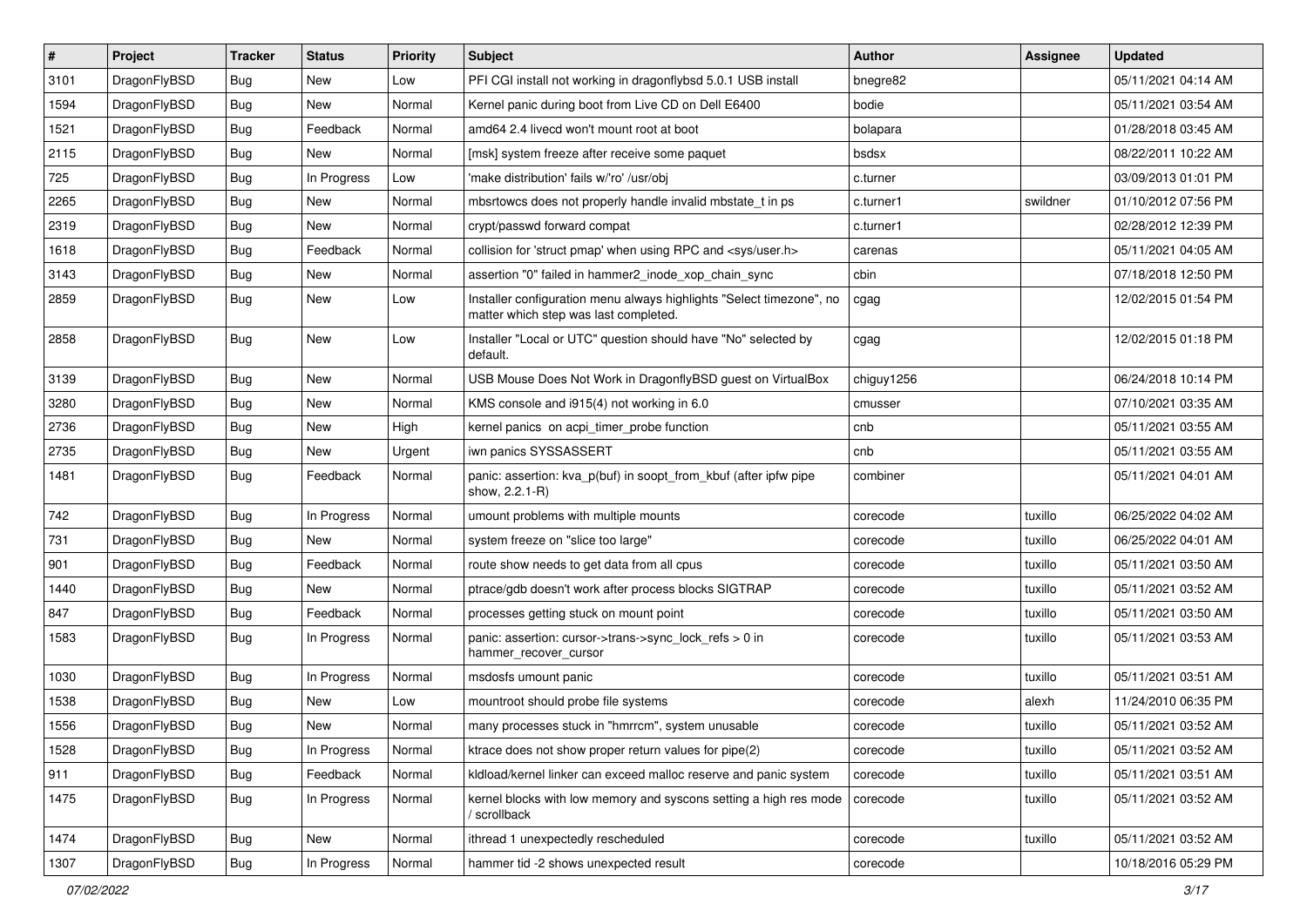| # | Project | Tracker | Status | Priority | Subject | Author | Assignee | Updated |
|---|---|---|---|---|---|---|---|---|
| 3101 | DragonFlyBSD | Bug | New | Low | PFI CGI install not working in dragonflybsd 5.0.1 USB install | bnegre82 | | 05/11/2021 04:14 AM |
| 1594 | DragonFlyBSD | Bug | New | Normal | Kernel panic during boot from Live CD on Dell E6400 | bodie | | 05/11/2021 03:54 AM |
| 1521 | DragonFlyBSD | Bug | Feedback | Normal | amd64 2.4 livecd won't mount root at boot | bolapara | | 01/28/2018 03:45 AM |
| 2115 | DragonFlyBSD | Bug | New | Normal | [msk] system freeze after receive some paquet | bsdsx | | 08/22/2011 10:22 AM |
| 725 | DragonFlyBSD | Bug | In Progress | Low | 'make distribution' fails w/'ro' /usr/obj | c.turner | | 03/09/2013 01:01 PM |
| 2265 | DragonFlyBSD | Bug | New | Normal | mbsrtowcs does not properly handle invalid mbstate_t in ps | c.turner1 | swildner | 01/10/2012 07:56 PM |
| 2319 | DragonFlyBSD | Bug | New | Normal | crypt/passwd forward compat | c.turner1 | | 02/28/2012 12:39 PM |
| 1618 | DragonFlyBSD | Bug | Feedback | Normal | collision for 'struct pmap' when using RPC and <sys/user.h> | carenas | | 05/11/2021 04:05 AM |
| 3143 | DragonFlyBSD | Bug | New | Normal | assertion "0" failed in hammer2_inode_xop_chain_sync | cbin | | 07/18/2018 12:50 PM |
| 2859 | DragonFlyBSD | Bug | New | Low | Installer configuration menu always highlights "Select timezone", no matter which step was last completed. | cgag | | 12/02/2015 01:54 PM |
| 2858 | DragonFlyBSD | Bug | New | Low | Installer "Local or UTC" question should have "No" selected by default. | cgag | | 12/02/2015 01:18 PM |
| 3139 | DragonFlyBSD | Bug | New | Normal | USB Mouse Does Not Work in DragonflyBSD guest on VirtualBox | chiguy1256 | | 06/24/2018 10:14 PM |
| 3280 | DragonFlyBSD | Bug | New | Normal | KMS console and i915(4) not working in 6.0 | cmusser | | 07/10/2021 03:35 AM |
| 2736 | DragonFlyBSD | Bug | New | High | kernel panics on acpi_timer_probe function | cnb | | 05/11/2021 03:55 AM |
| 2735 | DragonFlyBSD | Bug | New | Urgent | iwn panics SYSSASSERT | cnb | | 05/11/2021 03:55 AM |
| 1481 | DragonFlyBSD | Bug | Feedback | Normal | panic: assertion: kva_p(buf) in soopt_from_kbuf (after ipfw pipe show, 2.2.1-R) | combiner | | 05/11/2021 04:01 AM |
| 742 | DragonFlyBSD | Bug | In Progress | Normal | umount problems with multiple mounts | corecode | tuxillo | 06/25/2022 04:02 AM |
| 731 | DragonFlyBSD | Bug | New | Normal | system freeze on "slice too large" | corecode | tuxillo | 06/25/2022 04:01 AM |
| 901 | DragonFlyBSD | Bug | Feedback | Normal | route show needs to get data from all cpus | corecode | tuxillo | 05/11/2021 03:50 AM |
| 1440 | DragonFlyBSD | Bug | New | Normal | ptrace/gdb doesn't work after process blocks SIGTRAP | corecode | tuxillo | 05/11/2021 03:52 AM |
| 847 | DragonFlyBSD | Bug | Feedback | Normal | processes getting stuck on mount point | corecode | tuxillo | 05/11/2021 03:50 AM |
| 1583 | DragonFlyBSD | Bug | In Progress | Normal | panic: assertion: cursor->trans->sync_lock_refs > 0 in hammer_recover_cursor | corecode | tuxillo | 05/11/2021 03:53 AM |
| 1030 | DragonFlyBSD | Bug | In Progress | Normal | msdosfs umount panic | corecode | tuxillo | 05/11/2021 03:51 AM |
| 1538 | DragonFlyBSD | Bug | New | Low | mountroot should probe file systems | corecode | alexh | 11/24/2010 06:35 PM |
| 1556 | DragonFlyBSD | Bug | New | Normal | many processes stuck in "hmrrcm", system unusable | corecode | tuxillo | 05/11/2021 03:52 AM |
| 1528 | DragonFlyBSD | Bug | In Progress | Normal | ktrace does not show proper return values for pipe(2) | corecode | tuxillo | 05/11/2021 03:52 AM |
| 911 | DragonFlyBSD | Bug | Feedback | Normal | kldload/kernel linker can exceed malloc reserve and panic system | corecode | tuxillo | 05/11/2021 03:51 AM |
| 1475 | DragonFlyBSD | Bug | In Progress | Normal | kernel blocks with low memory and syscons setting a high res mode / scrollback | corecode | tuxillo | 05/11/2021 03:52 AM |
| 1474 | DragonFlyBSD | Bug | New | Normal | ithread 1 unexpectedly rescheduled | corecode | tuxillo | 05/11/2021 03:52 AM |
| 1307 | DragonFlyBSD | Bug | In Progress | Normal | hammer tid -2 shows unexpected result | corecode | | 10/18/2016 05:29 PM |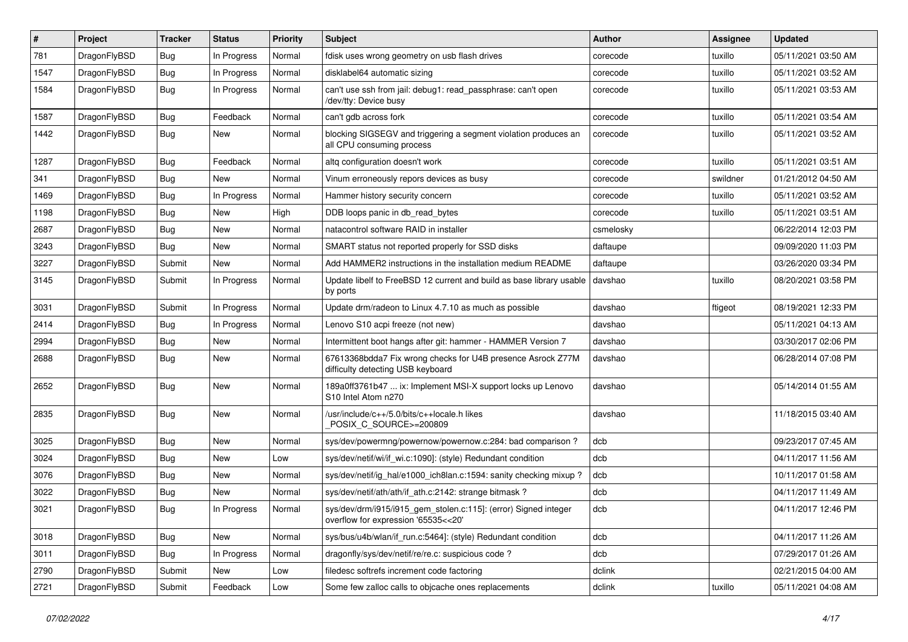| # | Project | Tracker | Status | Priority | Subject | Author | Assignee | Updated |
| --- | --- | --- | --- | --- | --- | --- | --- | --- |
| 781 | DragonFlyBSD | Bug | In Progress | Normal | fdisk uses wrong geometry on usb flash drives | corecode | tuxillo | 05/11/2021 03:50 AM |
| 1547 | DragonFlyBSD | Bug | In Progress | Normal | disklabel64 automatic sizing | corecode | tuxillo | 05/11/2021 03:52 AM |
| 1584 | DragonFlyBSD | Bug | In Progress | Normal | can't use ssh from jail: debug1: read_passphrase: can't open /dev/tty: Device busy | corecode | tuxillo | 05/11/2021 03:53 AM |
| 1587 | DragonFlyBSD | Bug | Feedback | Normal | can't gdb across fork | corecode | tuxillo | 05/11/2021 03:54 AM |
| 1442 | DragonFlyBSD | Bug | New | Normal | blocking SIGSEGV and triggering a segment violation produces an all CPU consuming process | corecode | tuxillo | 05/11/2021 03:52 AM |
| 1287 | DragonFlyBSD | Bug | Feedback | Normal | altq configuration doesn't work | corecode | tuxillo | 05/11/2021 03:51 AM |
| 341 | DragonFlyBSD | Bug | New | Normal | Vinum erroneously repors devices as busy | corecode | swildner | 01/21/2012 04:50 AM |
| 1469 | DragonFlyBSD | Bug | In Progress | Normal | Hammer history security concern | corecode | tuxillo | 05/11/2021 03:52 AM |
| 1198 | DragonFlyBSD | Bug | New | High | DDB loops panic in db_read_bytes | corecode | tuxillo | 05/11/2021 03:51 AM |
| 2687 | DragonFlyBSD | Bug | New | Normal | natacontrol software RAID in installer | csmelosky |  | 06/22/2014 12:03 PM |
| 3243 | DragonFlyBSD | Bug | New | Normal | SMART status not reported properly for SSD disks | daftaupe |  | 09/09/2020 11:03 PM |
| 3227 | DragonFlyBSD | Submit | New | Normal | Add HAMMER2 instructions in the installation medium README | daftaupe |  | 03/26/2020 03:34 PM |
| 3145 | DragonFlyBSD | Submit | In Progress | Normal | Update libelf to FreeBSD 12 current and build as base library usable by ports | davshao | tuxillo | 08/20/2021 03:58 PM |
| 3031 | DragonFlyBSD | Submit | In Progress | Normal | Update drm/radeon to Linux 4.7.10 as much as possible | davshao | ftigeot | 08/19/2021 12:33 PM |
| 2414 | DragonFlyBSD | Bug | In Progress | Normal | Lenovo S10 acpi freeze (not new) | davshao |  | 05/11/2021 04:13 AM |
| 2994 | DragonFlyBSD | Bug | New | Normal | Intermittent boot hangs after git: hammer - HAMMER Version 7 | davshao |  | 03/30/2017 02:06 PM |
| 2688 | DragonFlyBSD | Bug | New | Normal | 67613368bdda7 Fix wrong checks for U4B presence Asrock Z77M difficulty detecting USB keyboard | davshao |  | 06/28/2014 07:08 PM |
| 2652 | DragonFlyBSD | Bug | New | Normal | 189a0ff3761b47 ... ix: Implement MSI-X support locks up Lenovo S10 Intel Atom n270 | davshao |  | 05/14/2014 01:55 AM |
| 2835 | DragonFlyBSD | Bug | New | Normal | /usr/include/c++/5.0/bits/c++locale.h likes _POSIX_C_SOURCE>=200809 | davshao |  | 11/18/2015 03:40 AM |
| 3025 | DragonFlyBSD | Bug | New | Normal | sys/dev/powermng/powernow/powernow.c:284: bad comparison ? | dcb |  | 09/23/2017 07:45 AM |
| 3024 | DragonFlyBSD | Bug | New | Low | sys/dev/netif/wi/if_wi.c:1090]: (style) Redundant condition | dcb |  | 04/11/2017 11:56 AM |
| 3076 | DragonFlyBSD | Bug | New | Normal | sys/dev/netif/ig_hal/e1000_ich8lan.c:1594: sanity checking mixup ? | dcb |  | 10/11/2017 01:58 AM |
| 3022 | DragonFlyBSD | Bug | New | Normal | sys/dev/netif/ath/ath/if_ath.c:2142: strange bitmask ? | dcb |  | 04/11/2017 11:49 AM |
| 3021 | DragonFlyBSD | Bug | In Progress | Normal | sys/dev/drm/i915/i915_gem_stolen.c:115]: (error) Signed integer overflow for expression '65535<<20' | dcb |  | 04/11/2017 12:46 PM |
| 3018 | DragonFlyBSD | Bug | New | Normal | sys/bus/u4b/wlan/if_run.c:5464]: (style) Redundant condition | dcb |  | 04/11/2017 11:26 AM |
| 3011 | DragonFlyBSD | Bug | In Progress | Normal | dragonfly/sys/dev/netif/re/re.c: suspicious code ? | dcb |  | 07/29/2017 01:26 AM |
| 2790 | DragonFlyBSD | Submit | New | Low | filedesc softrefs increment code factoring | dclink |  | 02/21/2015 04:00 AM |
| 2721 | DragonFlyBSD | Submit | Feedback | Low | Some few zalloc calls to objcache ones replacements | dclink | tuxillo | 05/11/2021 04:08 AM |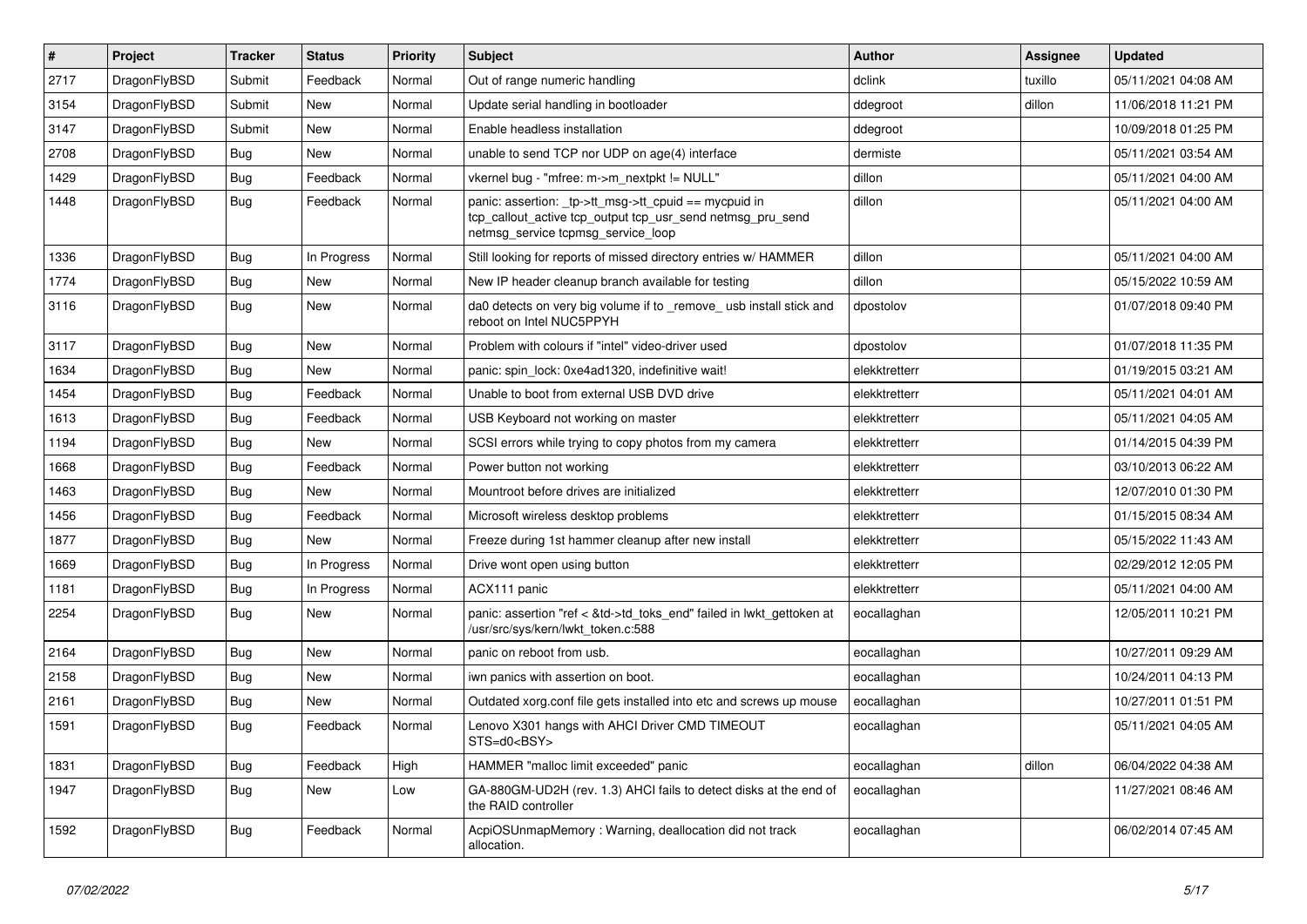| # | Project | Tracker | Status | Priority | Subject | Author | Assignee | Updated |
| --- | --- | --- | --- | --- | --- | --- | --- | --- |
| 2717 | DragonFlyBSD | Submit | Feedback | Normal | Out of range numeric handling | dclink | tuxillo | 05/11/2021 04:08 AM |
| 3154 | DragonFlyBSD | Submit | New | Normal | Update serial handling in bootloader | ddegroot | dillon | 11/06/2018 11:21 PM |
| 3147 | DragonFlyBSD | Submit | New | Normal | Enable headless installation | ddegroot | | 10/09/2018 01:25 PM |
| 2708 | DragonFlyBSD | Bug | New | Normal | unable to send TCP nor UDP on age(4) interface | dermiste | | 05/11/2021 03:54 AM |
| 1429 | DragonFlyBSD | Bug | Feedback | Normal | vkernel bug - "mfree: m->m_nextpkt != NULL" | dillon | | 05/11/2021 04:00 AM |
| 1448 | DragonFlyBSD | Bug | Feedback | Normal | panic: assertion: _tp->tt_msg->tt_cpuid == mycpuid in tcp_callout_active tcp_output tcp_usr_send netmsg_pru_send netmsg_service tcpmsg_service_loop | dillon | | 05/11/2021 04:00 AM |
| 1336 | DragonFlyBSD | Bug | In Progress | Normal | Still looking for reports of missed directory entries w/ HAMMER | dillon | | 05/11/2021 04:00 AM |
| 1774 | DragonFlyBSD | Bug | New | Normal | New IP header cleanup branch available for testing | dillon | | 05/15/2022 10:59 AM |
| 3116 | DragonFlyBSD | Bug | New | Normal | da0 detects on very big volume if to _remove_ usb install stick and reboot on Intel NUC5PPYH | dpostolov | | 01/07/2018 09:40 PM |
| 3117 | DragonFlyBSD | Bug | New | Normal | Problem with colours if "intel" video-driver used | dpostolov | | 01/07/2018 11:35 PM |
| 1634 | DragonFlyBSD | Bug | New | Normal | panic: spin_lock: 0xe4ad1320, indefinitive wait! | elekktretterr | | 01/19/2015 03:21 AM |
| 1454 | DragonFlyBSD | Bug | Feedback | Normal | Unable to boot from external USB DVD drive | elekktretterr | | 05/11/2021 04:01 AM |
| 1613 | DragonFlyBSD | Bug | Feedback | Normal | USB Keyboard not working on master | elekktretterr | | 05/11/2021 04:05 AM |
| 1194 | DragonFlyBSD | Bug | New | Normal | SCSI errors while trying to copy photos from my camera | elekktretterr | | 01/14/2015 04:39 PM |
| 1668 | DragonFlyBSD | Bug | Feedback | Normal | Power button not working | elekktretterr | | 03/10/2013 06:22 AM |
| 1463 | DragonFlyBSD | Bug | New | Normal | Mountroot before drives are initialized | elekktretterr | | 12/07/2010 01:30 PM |
| 1456 | DragonFlyBSD | Bug | Feedback | Normal | Microsoft wireless desktop problems | elekktretterr | | 01/15/2015 08:34 AM |
| 1877 | DragonFlyBSD | Bug | New | Normal | Freeze during 1st hammer cleanup after new install | elekktretterr | | 05/15/2022 11:43 AM |
| 1669 | DragonFlyBSD | Bug | In Progress | Normal | Drive wont open using button | elekktretterr | | 02/29/2012 12:05 PM |
| 1181 | DragonFlyBSD | Bug | In Progress | Normal | ACX111 panic | elekktretterr | | 05/11/2021 04:00 AM |
| 2254 | DragonFlyBSD | Bug | New | Normal | panic: assertion "ref < &td->td_toks_end" failed in lwkt_gettoken at /usr/src/sys/kern/lwkt_token.c:588 | eocallaghan | | 12/05/2011 10:21 PM |
| 2164 | DragonFlyBSD | Bug | New | Normal | panic on reboot from usb. | eocallaghan | | 10/27/2011 09:29 AM |
| 2158 | DragonFlyBSD | Bug | New | Normal | iwn panics with assertion on boot. | eocallaghan | | 10/24/2011 04:13 PM |
| 2161 | DragonFlyBSD | Bug | New | Normal | Outdated xorg.conf file gets installed into etc and screws up mouse | eocallaghan | | 10/27/2011 01:51 PM |
| 1591 | DragonFlyBSD | Bug | Feedback | Normal | Lenovo X301 hangs with AHCI Driver CMD TIMEOUT STS=d0<BSY> | eocallaghan | | 05/11/2021 04:05 AM |
| 1831 | DragonFlyBSD | Bug | Feedback | High | HAMMER "malloc limit exceeded" panic | eocallaghan | dillon | 06/04/2022 04:38 AM |
| 1947 | DragonFlyBSD | Bug | New | Low | GA-880GM-UD2H (rev. 1.3) AHCI fails to detect disks at the end of the RAID controller | eocallaghan | | 11/27/2021 08:46 AM |
| 1592 | DragonFlyBSD | Bug | Feedback | Normal | AcpiOSUnmapMemory : Warning, deallocation did not track allocation. | eocallaghan | | 06/02/2014 07:45 AM |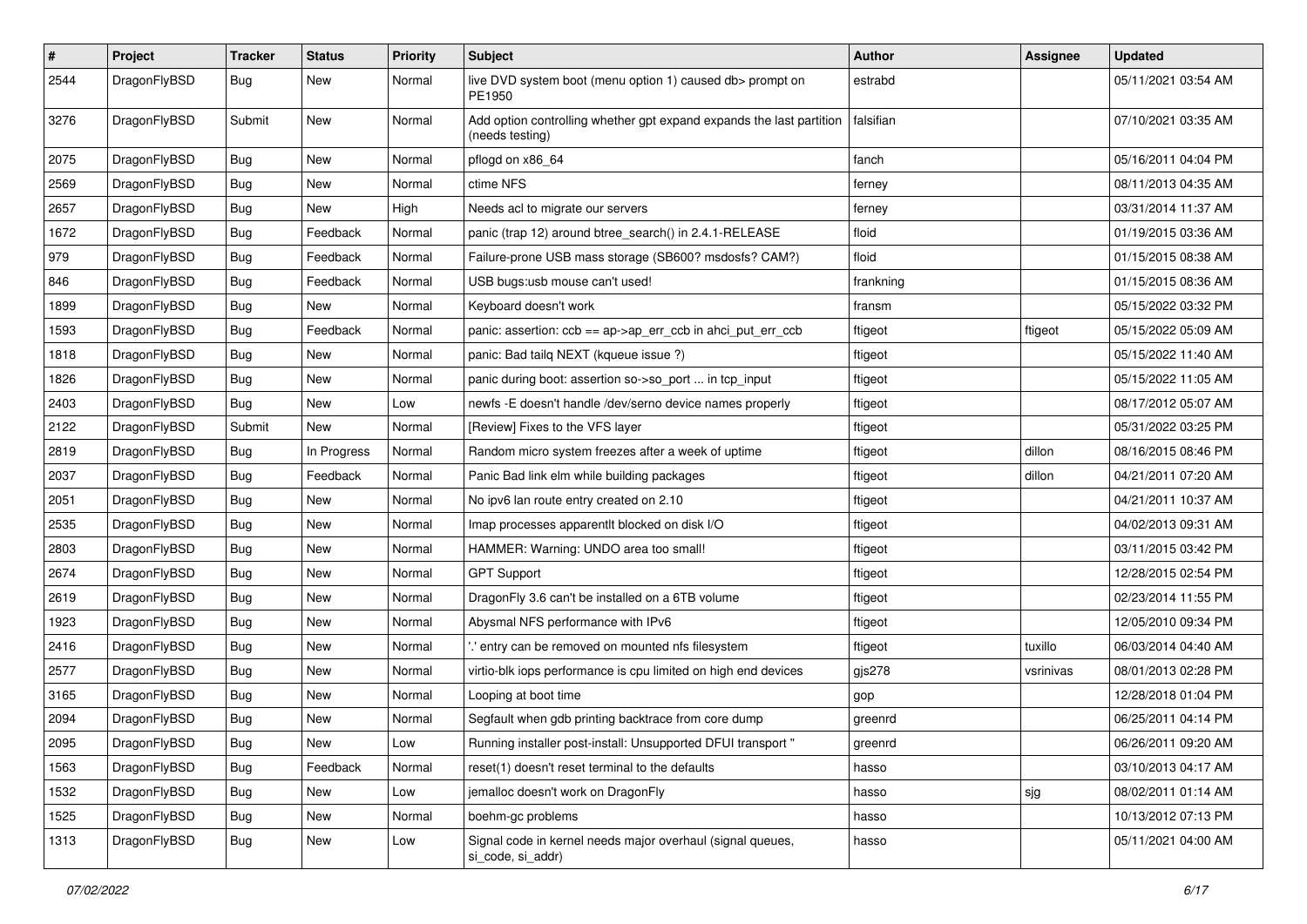| # | Project | Tracker | Status | Priority | Subject | Author | Assignee | Updated |
|---|---|---|---|---|---|---|---|---|
| 2544 | DragonFlyBSD | Bug | New | Normal | live DVD system boot (menu option 1) caused db> prompt on PE1950 | estrabd | | 05/11/2021 03:54 AM |
| 3276 | DragonFlyBSD | Submit | New | Normal | Add option controlling whether gpt expand expands the last partition (needs testing) | falsifian | | 07/10/2021 03:35 AM |
| 2075 | DragonFlyBSD | Bug | New | Normal | pflogd on x86_64 | fanch | | 05/16/2011 04:04 PM |
| 2569 | DragonFlyBSD | Bug | New | Normal | ctime NFS | ferney | | 08/11/2013 04:35 AM |
| 2657 | DragonFlyBSD | Bug | New | High | Needs acl to migrate our servers | ferney | | 03/31/2014 11:37 AM |
| 1672 | DragonFlyBSD | Bug | Feedback | Normal | panic (trap 12) around btree_search() in 2.4.1-RELEASE | floid | | 01/19/2015 03:36 AM |
| 979 | DragonFlyBSD | Bug | Feedback | Normal | Failure-prone USB mass storage (SB600? msdosfs? CAM?) | floid | | 01/15/2015 08:38 AM |
| 846 | DragonFlyBSD | Bug | Feedback | Normal | USB bugs:usb mouse can't used! | frankning | | 01/15/2015 08:36 AM |
| 1899 | DragonFlyBSD | Bug | New | Normal | Keyboard doesn't work | fransm | | 05/15/2022 03:32 PM |
| 1593 | DragonFlyBSD | Bug | Feedback | Normal | panic: assertion: ccb == ap->ap_err_ccb in ahci_put_err_ccb | ftigeot | ftigeot | 05/15/2022 05:09 AM |
| 1818 | DragonFlyBSD | Bug | New | Normal | panic: Bad tailq NEXT (kqueue issue ?) | ftigeot | | 05/15/2022 11:40 AM |
| 1826 | DragonFlyBSD | Bug | New | Normal | panic during boot: assertion so->so_port ... in tcp_input | ftigeot | | 05/15/2022 11:05 AM |
| 2403 | DragonFlyBSD | Bug | New | Low | newfs -E doesn't handle /dev/serno device names properly | ftigeot | | 08/17/2012 05:07 AM |
| 2122 | DragonFlyBSD | Submit | New | Normal | [Review] Fixes to the VFS layer | ftigeot | | 05/31/2022 03:25 PM |
| 2819 | DragonFlyBSD | Bug | In Progress | Normal | Random micro system freezes after a week of uptime | ftigeot | dillon | 08/16/2015 08:46 PM |
| 2037 | DragonFlyBSD | Bug | Feedback | Normal | Panic Bad link elm while building packages | ftigeot | dillon | 04/21/2011 07:20 AM |
| 2051 | DragonFlyBSD | Bug | New | Normal | No ipv6 lan route entry created on 2.10 | ftigeot | | 04/21/2011 10:37 AM |
| 2535 | DragonFlyBSD | Bug | New | Normal | Imap processes apparentlt blocked on disk I/O | ftigeot | | 04/02/2013 09:31 AM |
| 2803 | DragonFlyBSD | Bug | New | Normal | HAMMER: Warning: UNDO area too small! | ftigeot | | 03/11/2015 03:42 PM |
| 2674 | DragonFlyBSD | Bug | New | Normal | GPT Support | ftigeot | | 12/28/2015 02:54 PM |
| 2619 | DragonFlyBSD | Bug | New | Normal | DragonFly 3.6 can't be installed on a 6TB volume | ftigeot | | 02/23/2014 11:55 PM |
| 1923 | DragonFlyBSD | Bug | New | Normal | Abysmal NFS performance with IPv6 | ftigeot | | 12/05/2010 09:34 PM |
| 2416 | DragonFlyBSD | Bug | New | Normal | '.' entry can be removed on mounted nfs filesystem | ftigeot | tuxillo | 06/03/2014 04:40 AM |
| 2577 | DragonFlyBSD | Bug | New | Normal | virtio-blk iops performance is cpu limited on high end devices | gjs278 | vsrinivas | 08/01/2013 02:28 PM |
| 3165 | DragonFlyBSD | Bug | New | Normal | Looping at boot time | gop | | 12/28/2018 01:04 PM |
| 2094 | DragonFlyBSD | Bug | New | Normal | Segfault when gdb printing backtrace from core dump | greenrd | | 06/25/2011 04:14 PM |
| 2095 | DragonFlyBSD | Bug | New | Low | Running installer post-install: Unsupported DFUI transport " | greenrd | | 06/26/2011 09:20 AM |
| 1563 | DragonFlyBSD | Bug | Feedback | Normal | reset(1) doesn't reset terminal to the defaults | hasso | | 03/10/2013 04:17 AM |
| 1532 | DragonFlyBSD | Bug | New | Low | jemalloc doesn't work on DragonFly | hasso | sjg | 08/02/2011 01:14 AM |
| 1525 | DragonFlyBSD | Bug | New | Normal | boehm-gc problems | hasso | | 10/13/2012 07:13 PM |
| 1313 | DragonFlyBSD | Bug | New | Low | Signal code in kernel needs major overhaul (signal queues, si_code, si_addr) | hasso | | 05/11/2021 04:00 AM |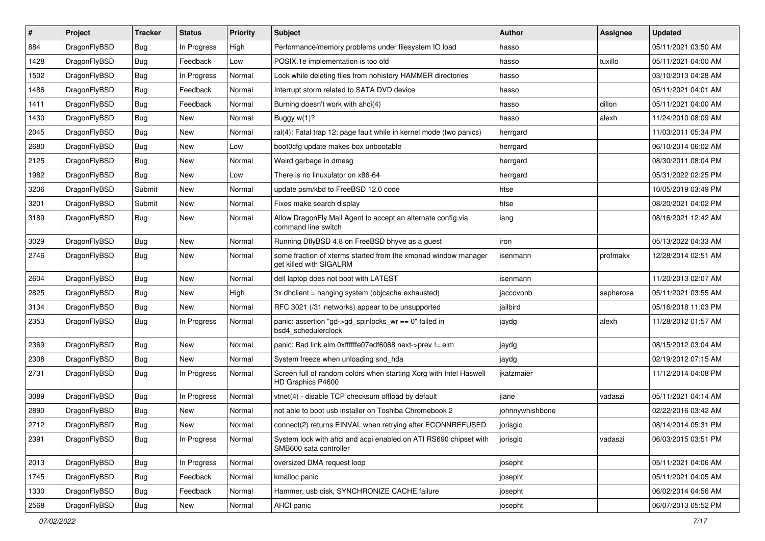| # | Project | Tracker | Status | Priority | Subject | Author | Assignee | Updated |
|---|---|---|---|---|---|---|---|---|
| 884 | DragonFlyBSD | Bug | In Progress | High | Performance/memory problems under filesystem IO load | hasso | | 05/11/2021 03:50 AM |
| 1428 | DragonFlyBSD | Bug | Feedback | Low | POSIX.1e implementation is too old | hasso | tuxillo | 05/11/2021 04:00 AM |
| 1502 | DragonFlyBSD | Bug | In Progress | Normal | Lock while deleting files from nohistory HAMMER directories | hasso | | 03/10/2013 04:28 AM |
| 1486 | DragonFlyBSD | Bug | Feedback | Normal | Interrupt storm related to SATA DVD device | hasso | | 05/11/2021 04:01 AM |
| 1411 | DragonFlyBSD | Bug | Feedback | Normal | Burning doesn't work with ahci(4) | hasso | dillon | 05/11/2021 04:00 AM |
| 1430 | DragonFlyBSD | Bug | New | Normal | Buggy w(1)? | hasso | alexh | 11/24/2010 08:09 AM |
| 2045 | DragonFlyBSD | Bug | New | Normal | ral(4): Fatal trap 12: page fault while in kernel mode (two panics) | herrgard | | 11/03/2011 05:34 PM |
| 2680 | DragonFlyBSD | Bug | New | Low | boot0cfg update makes box unbootable | herrgard | | 06/10/2014 06:02 AM |
| 2125 | DragonFlyBSD | Bug | New | Normal | Weird garbage in dmesg | herrgard | | 08/30/2011 08:04 PM |
| 1982 | DragonFlyBSD | Bug | New | Low | There is no linuxulator on x86-64 | herrgard | | 05/31/2022 02:25 PM |
| 3206 | DragonFlyBSD | Submit | New | Normal | update psm/kbd to FreeBSD 12.0 code | htse | | 10/05/2019 03:49 PM |
| 3201 | DragonFlyBSD | Submit | New | Normal | Fixes make search display | htse | | 08/20/2021 04:02 PM |
| 3189 | DragonFlyBSD | Bug | New | Normal | Allow DragonFly Mail Agent to accept an alternate config via command line switch | iang | | 08/16/2021 12:42 AM |
| 3029 | DragonFlyBSD | Bug | New | Normal | Running DflyBSD 4.8 on FreeBSD bhyve as a guest | iron | | 05/13/2022 04:33 AM |
| 2746 | DragonFlyBSD | Bug | New | Normal | some fraction of xterms started from the xmonad window manager get killed with SIGALRM | isenmann | profmakx | 12/28/2014 02:51 AM |
| 2604 | DragonFlyBSD | Bug | New | Normal | dell laptop does not boot with LATEST | isenmann | | 11/20/2013 02:07 AM |
| 2825 | DragonFlyBSD | Bug | New | High | 3x dhclient = hanging system (objcache exhausted) | jaccovonb | sepherosa | 05/11/2021 03:55 AM |
| 3134 | DragonFlyBSD | Bug | New | Normal | RFC 3021 (/31 networks) appear to be unsupported | jailbird | | 05/16/2018 11:03 PM |
| 2353 | DragonFlyBSD | Bug | In Progress | Normal | panic: assertion "gd->gd_spinlocks_wr == 0" failed in bsd4_schedulerclock | jaydg | alexh | 11/28/2012 01:57 AM |
| 2369 | DragonFlyBSD | Bug | New | Normal | panic: Bad link elm 0xffffffe07edf6068 next->prev != elm | jaydg | | 08/15/2012 03:04 AM |
| 2308 | DragonFlyBSD | Bug | New | Normal | System freeze when unloading snd_hda | jaydg | | 02/19/2012 07:15 AM |
| 2731 | DragonFlyBSD | Bug | In Progress | Normal | Screen full of random colors when starting Xorg with Intel Haswell HD Graphics P4600 | jkatzmaier | | 11/12/2014 04:08 PM |
| 3089 | DragonFlyBSD | Bug | In Progress | Normal | vtnet(4) - disable TCP checksum offload by default | jlane | vadaszi | 05/11/2021 04:14 AM |
| 2890 | DragonFlyBSD | Bug | New | Normal | not able to boot usb installer on Toshiba Chromebook 2 | johnnywhishbone | | 02/22/2016 03:42 AM |
| 2712 | DragonFlyBSD | Bug | New | Normal | connect(2) returns EINVAL when retrying after ECONNREFUSED | jorisgio | | 08/14/2014 05:31 PM |
| 2391 | DragonFlyBSD | Bug | In Progress | Normal | System lock with ahci and acpi enabled on ATI RS690 chipset with SMB600 sata controller | jorisgio | vadaszi | 06/03/2015 03:51 PM |
| 2013 | DragonFlyBSD | Bug | In Progress | Normal | oversized DMA request loop | josepht | | 05/11/2021 04:06 AM |
| 1745 | DragonFlyBSD | Bug | Feedback | Normal | kmalloc panic | josepht | | 05/11/2021 04:05 AM |
| 1330 | DragonFlyBSD | Bug | Feedback | Normal | Hammer, usb disk, SYNCHRONIZE CACHE failure | josepht | | 06/02/2014 04:56 AM |
| 2568 | DragonFlyBSD | Bug | New | Normal | AHCI panic | josepht | | 06/07/2013 05:52 PM |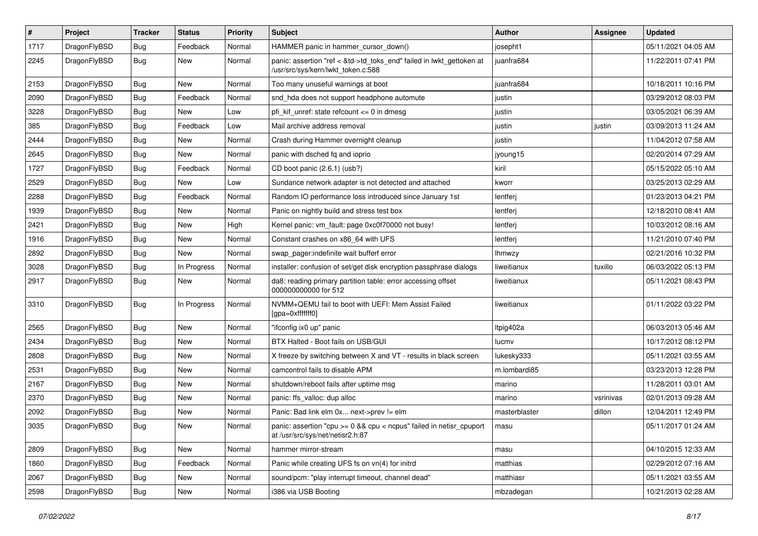| # | Project | Tracker | Status | Priority | Subject | Author | Assignee | Updated |
|---|---|---|---|---|---|---|---|---|
| 1717 | DragonFlyBSD | Bug | Feedback | Normal | HAMMER panic in hammer_cursor_down() | josepht1 | | 05/11/2021 04:05 AM |
| 2245 | DragonFlyBSD | Bug | New | Normal | panic: assertion "ref < &td->td_toks_end" failed in lwkt_gettoken at /usr/src/sys/kern/lwkt_token.c:588 | juanfra684 | | 11/22/2011 07:41 PM |
| 2153 | DragonFlyBSD | Bug | New | Normal | Too many unuseful warnings at boot | juanfra684 | | 10/18/2011 10:16 PM |
| 2090 | DragonFlyBSD | Bug | Feedback | Normal | snd_hda does not support headphone automute | justin | | 03/29/2012 08:03 PM |
| 3228 | DragonFlyBSD | Bug | New | Low | pfi_kif_unref: state refcount <= 0 in dmesg | justin | | 03/05/2021 06:39 AM |
| 385 | DragonFlyBSD | Bug | Feedback | Low | Mail archive address removal | justin | justin | 03/09/2013 11:24 AM |
| 2444 | DragonFlyBSD | Bug | New | Normal | Crash during Hammer overnight cleanup | justin | | 11/04/2012 07:58 AM |
| 2645 | DragonFlyBSD | Bug | New | Normal | panic with dsched fq and ioprio | jyoung15 | | 02/20/2014 07:29 AM |
| 1727 | DragonFlyBSD | Bug | Feedback | Normal | CD boot panic (2.6.1) (usb?) | kiril | | 05/15/2022 05:10 AM |
| 2529 | DragonFlyBSD | Bug | New | Low | Sundance network adapter is not detected and attached | kworr | | 03/25/2013 02:29 AM |
| 2288 | DragonFlyBSD | Bug | Feedback | Normal | Random IO performance loss introduced since January 1st | lentferj | | 01/23/2013 04:21 PM |
| 1939 | DragonFlyBSD | Bug | New | Normal | Panic on nightly build and stress test box | lentferj | | 12/18/2010 08:41 AM |
| 2421 | DragonFlyBSD | Bug | New | High | Kernel panic: vm_fault: page 0xc0f70000 not busy! | lentferj | | 10/03/2012 08:16 AM |
| 1916 | DragonFlyBSD | Bug | New | Normal | Constant crashes on x86_64 with UFS | lentferj | | 11/21/2010 07:40 PM |
| 2892 | DragonFlyBSD | Bug | New | Normal | swap_pager:indefinite wait bufferf error | lhmwzy | | 02/21/2016 10:32 PM |
| 3028 | DragonFlyBSD | Bug | In Progress | Normal | installer: confusion of set/get disk encryption passphrase dialogs | liweitianux | tuxillo | 06/03/2022 05:13 PM |
| 2917 | DragonFlyBSD | Bug | New | Normal | da8: reading primary partition table: error accessing offset 000000000000 for 512 | liweitianux | | 05/11/2021 08:43 PM |
| 3310 | DragonFlyBSD | Bug | In Progress | Normal | NVMM+QEMU fail to boot with UEFI: Mem Assist Failed [gpa=0xfffffff0] | liweitianux | | 01/11/2022 03:22 PM |
| 2565 | DragonFlyBSD | Bug | New | Normal | "ifconfig ix0 up" panic | ltpig402a | | 06/03/2013 05:46 AM |
| 2434 | DragonFlyBSD | Bug | New | Normal | BTX Halted - Boot fails on USB/GUI | lucmv | | 10/17/2012 08:12 PM |
| 2808 | DragonFlyBSD | Bug | New | Normal | X freeze by switching between X and VT - results in black screen | lukesky333 | | 05/11/2021 03:55 AM |
| 2531 | DragonFlyBSD | Bug | New | Normal | camcontrol fails to disable APM | m.lombardi85 | | 03/23/2013 12:28 PM |
| 2167 | DragonFlyBSD | Bug | New | Normal | shutdown/reboot fails after uptime msg | marino | | 11/28/2011 03:01 AM |
| 2370 | DragonFlyBSD | Bug | New | Normal | panic: ffs_valloc: dup alloc | marino | vsrinivas | 02/01/2013 09:28 AM |
| 2092 | DragonFlyBSD | Bug | New | Normal | Panic: Bad link elm 0x... next->prev != elm | masterblaster | dillon | 12/04/2011 12:49 PM |
| 3035 | DragonFlyBSD | Bug | New | Normal | panic: assertion "cpu >= 0 && cpu < ncpus" failed in netisr_cpuport at /usr/src/sys/net/netisr2.h:87 | masu | | 05/11/2017 01:24 AM |
| 2809 | DragonFlyBSD | Bug | New | Normal | hammer mirror-stream | masu | | 04/10/2015 12:33 AM |
| 1860 | DragonFlyBSD | Bug | Feedback | Normal | Panic while creating UFS fs on vn(4) for initrd | matthias | | 02/29/2012 07:16 AM |
| 2067 | DragonFlyBSD | Bug | New | Normal | sound/pcm: "play interrupt timeout, channel dead" | matthiasr | | 05/11/2021 03:55 AM |
| 2598 | DragonFlyBSD | Bug | New | Normal | i386 via USB Booting | mbzadegan | | 10/21/2013 02:28 AM |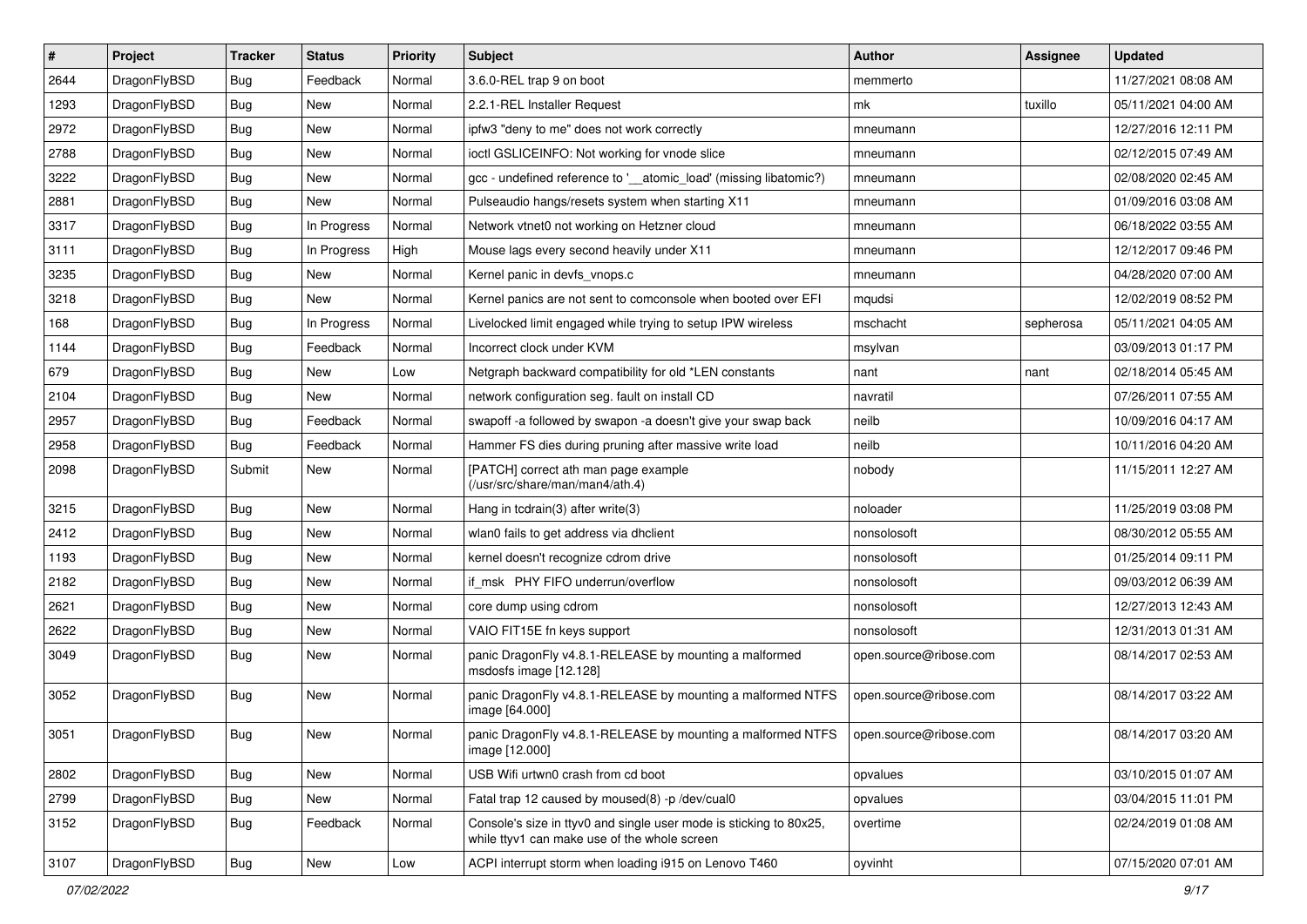| # | Project | Tracker | Status | Priority | Subject | Author | Assignee | Updated |
|---|---|---|---|---|---|---|---|---|
| 2644 | DragonFlyBSD | Bug | Feedback | Normal | 3.6.0-REL trap 9 on boot | memmerto | | 11/27/2021 08:08 AM |
| 1293 | DragonFlyBSD | Bug | New | Normal | 2.2.1-REL Installer Request | mk | tuxillo | 05/11/2021 04:00 AM |
| 2972 | DragonFlyBSD | Bug | New | Normal | ipfw3 "deny to me" does not work correctly | mneumann | | 12/27/2016 12:11 PM |
| 2788 | DragonFlyBSD | Bug | New | Normal | ioctl GSLICEINFO: Not working for vnode slice | mneumann | | 02/12/2015 07:49 AM |
| 3222 | DragonFlyBSD | Bug | New | Normal | gcc - undefined reference to '__atomic_load' (missing libatomic?) | mneumann | | 02/08/2020 02:45 AM |
| 2881 | DragonFlyBSD | Bug | New | Normal | Pulseaudio hangs/resets system when starting X11 | mneumann | | 01/09/2016 03:08 AM |
| 3317 | DragonFlyBSD | Bug | In Progress | Normal | Network vtnet0 not working on Hetzner cloud | mneumann | | 06/18/2022 03:55 AM |
| 3111 | DragonFlyBSD | Bug | In Progress | High | Mouse lags every second heavily under X11 | mneumann | | 12/12/2017 09:46 PM |
| 3235 | DragonFlyBSD | Bug | New | Normal | Kernel panic in devfs_vnops.c | mneumann | | 04/28/2020 07:00 AM |
| 3218 | DragonFlyBSD | Bug | New | Normal | Kernel panics are not sent to comconsole when booted over EFI | mqudsi | | 12/02/2019 08:52 PM |
| 168 | DragonFlyBSD | Bug | In Progress | Normal | Livelocked limit engaged while trying to setup IPW wireless | mschacht | sepherosa | 05/11/2021 04:05 AM |
| 1144 | DragonFlyBSD | Bug | Feedback | Normal | Incorrect clock under KVM | msylvan | | 03/09/2013 01:17 PM |
| 679 | DragonFlyBSD | Bug | New | Low | Netgraph backward compatibility for old *LEN constants | nant | nant | 02/18/2014 05:45 AM |
| 2104 | DragonFlyBSD | Bug | New | Normal | network configuration seg. fault on install CD | navratil | | 07/26/2011 07:55 AM |
| 2957 | DragonFlyBSD | Bug | Feedback | Normal | swapoff -a followed by swapon -a doesn't give your swap back | neilb | | 10/09/2016 04:17 AM |
| 2958 | DragonFlyBSD | Bug | Feedback | Normal | Hammer FS dies during pruning after massive write load | neilb | | 10/11/2016 04:20 AM |
| 2098 | DragonFlyBSD | Submit | New | Normal | [PATCH] correct ath man page example (/usr/src/share/man/man4/ath.4) | nobody | | 11/15/2011 12:27 AM |
| 3215 | DragonFlyBSD | Bug | New | Normal | Hang in tcdrain(3) after write(3) | noloader | | 11/25/2019 03:08 PM |
| 2412 | DragonFlyBSD | Bug | New | Normal | wlan0 fails to get address via dhclient | nonsolosoft | | 08/30/2012 05:55 AM |
| 1193 | DragonFlyBSD | Bug | New | Normal | kernel doesn't recognize cdrom drive | nonsolosoft | | 01/25/2014 09:11 PM |
| 2182 | DragonFlyBSD | Bug | New | Normal | if_msk PHY FIFO underrun/overflow | nonsolosoft | | 09/03/2012 06:39 AM |
| 2621 | DragonFlyBSD | Bug | New | Normal | core dump using cdrom | nonsolosoft | | 12/27/2013 12:43 AM |
| 2622 | DragonFlyBSD | Bug | New | Normal | VAIO FIT15E fn keys support | nonsolosoft | | 12/31/2013 01:31 AM |
| 3049 | DragonFlyBSD | Bug | New | Normal | panic DragonFly v4.8.1-RELEASE by mounting a malformed msdosfs image [12.128] | open.source@ribose.com | | 08/14/2017 02:53 AM |
| 3052 | DragonFlyBSD | Bug | New | Normal | panic DragonFly v4.8.1-RELEASE by mounting a malformed NTFS image [64.000] | open.source@ribose.com | | 08/14/2017 03:22 AM |
| 3051 | DragonFlyBSD | Bug | New | Normal | panic DragonFly v4.8.1-RELEASE by mounting a malformed NTFS image [12.000] | open.source@ribose.com | | 08/14/2017 03:20 AM |
| 2802 | DragonFlyBSD | Bug | New | Normal | USB Wifi urtwn0 crash from cd boot | opvalues | | 03/10/2015 01:07 AM |
| 2799 | DragonFlyBSD | Bug | New | Normal | Fatal trap 12 caused by moused(8) -p /dev/cual0 | opvalues | | 03/04/2015 11:01 PM |
| 3152 | DragonFlyBSD | Bug | Feedback | Normal | Console's size in ttyv0 and single user mode is sticking to 80x25, while ttyv1 can make use of the whole screen | overtime | | 02/24/2019 01:08 AM |
| 3107 | DragonFlyBSD | Bug | New | Low | ACPI interrupt storm when loading i915 on Lenovo T460 | oyvinht | | 07/15/2020 07:01 AM |

*07/02/2022*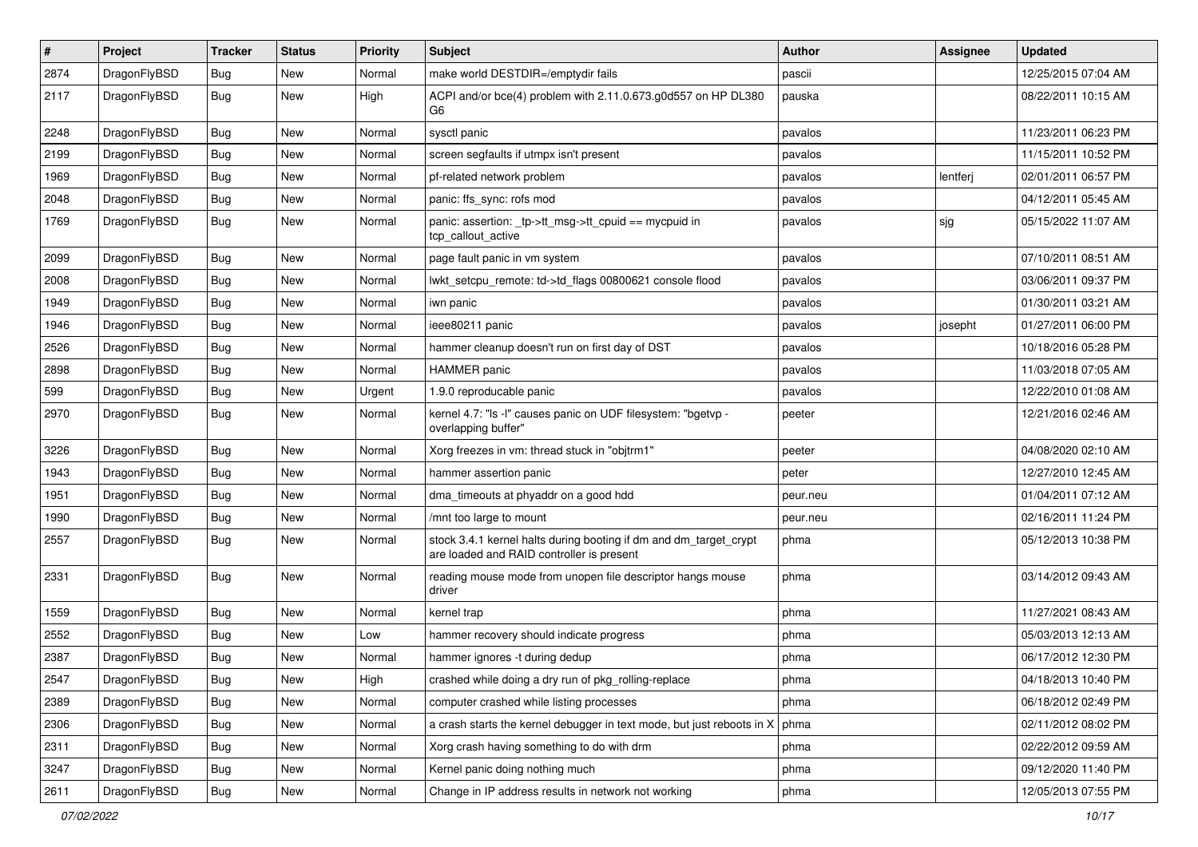| # | Project | Tracker | Status | Priority | Subject | Author | Assignee | Updated |
|---|---|---|---|---|---|---|---|---|
| 2874 | DragonFlyBSD | Bug | New | Normal | make world DESTDIR=/emptydir fails | pascii | | 12/25/2015 07:04 AM |
| 2117 | DragonFlyBSD | Bug | New | High | ACPI and/or bce(4) problem with 2.11.0.673.g0d557 on HP DL380 G6 | pauska | | 08/22/2011 10:15 AM |
| 2248 | DragonFlyBSD | Bug | New | Normal | sysctl panic | pavalos | | 11/23/2011 06:23 PM |
| 2199 | DragonFlyBSD | Bug | New | Normal | screen segfaults if utmpx isn't present | pavalos | | 11/15/2011 10:52 PM |
| 1969 | DragonFlyBSD | Bug | New | Normal | pf-related network problem | pavalos | lentferj | 02/01/2011 06:57 PM |
| 2048 | DragonFlyBSD | Bug | New | Normal | panic: ffs_sync: rofs mod | pavalos | | 04/12/2011 05:45 AM |
| 1769 | DragonFlyBSD | Bug | New | Normal | panic: assertion: _tp->tt_msg->tt_cpuid == mycpuid in tcp_callout_active | pavalos | sjg | 05/15/2022 11:07 AM |
| 2099 | DragonFlyBSD | Bug | New | Normal | page fault panic in vm system | pavalos | | 07/10/2011 08:51 AM |
| 2008 | DragonFlyBSD | Bug | New | Normal | lwkt_setcpu_remote: td->td_flags 00800621 console flood | pavalos | | 03/06/2011 09:37 PM |
| 1949 | DragonFlyBSD | Bug | New | Normal | iwn panic | pavalos | | 01/30/2011 03:21 AM |
| 1946 | DragonFlyBSD | Bug | New | Normal | ieee80211 panic | pavalos | josepht | 01/27/2011 06:00 PM |
| 2526 | DragonFlyBSD | Bug | New | Normal | hammer cleanup doesn't run on first day of DST | pavalos | | 10/18/2016 05:28 PM |
| 2898 | DragonFlyBSD | Bug | New | Normal | HAMMER panic | pavalos | | 11/03/2018 07:05 AM |
| 599 | DragonFlyBSD | Bug | New | Urgent | 1.9.0 reproducable panic | pavalos | | 12/22/2010 01:08 AM |
| 2970 | DragonFlyBSD | Bug | New | Normal | kernel 4.7: "ls -l" causes panic on UDF filesystem: "bgetvp - overlapping buffer" | peeter | | 12/21/2016 02:46 AM |
| 3226 | DragonFlyBSD | Bug | New | Normal | Xorg freezes in vm: thread stuck in "objtrm1" | peeter | | 04/08/2020 02:10 AM |
| 1943 | DragonFlyBSD | Bug | New | Normal | hammer assertion panic | peter | | 12/27/2010 12:45 AM |
| 1951 | DragonFlyBSD | Bug | New | Normal | dma_timeouts at phyaddr on a good hdd | peur.neu | | 01/04/2011 07:12 AM |
| 1990 | DragonFlyBSD | Bug | New | Normal | /mnt too large to mount | peur.neu | | 02/16/2011 11:24 PM |
| 2557 | DragonFlyBSD | Bug | New | Normal | stock 3.4.1 kernel halts during booting if dm and dm_target_crypt are loaded and RAID controller is present | phma | | 05/12/2013 10:38 PM |
| 2331 | DragonFlyBSD | Bug | New | Normal | reading mouse mode from unopen file descriptor hangs mouse driver | phma | | 03/14/2012 09:43 AM |
| 1559 | DragonFlyBSD | Bug | New | Normal | kernel trap | phma | | 11/27/2021 08:43 AM |
| 2552 | DragonFlyBSD | Bug | New | Low | hammer recovery should indicate progress | phma | | 05/03/2013 12:13 AM |
| 2387 | DragonFlyBSD | Bug | New | Normal | hammer ignores -t during dedup | phma | | 06/17/2012 12:30 PM |
| 2547 | DragonFlyBSD | Bug | New | High | crashed while doing a dry run of pkg_rolling-replace | phma | | 04/18/2013 10:40 PM |
| 2389 | DragonFlyBSD | Bug | New | Normal | computer crashed while listing processes | phma | | 06/18/2012 02:49 PM |
| 2306 | DragonFlyBSD | Bug | New | Normal | a crash starts the kernel debugger in text mode, but just reboots in X | phma | | 02/11/2012 08:02 PM |
| 2311 | DragonFlyBSD | Bug | New | Normal | Xorg crash having something to do with drm | phma | | 02/22/2012 09:59 AM |
| 3247 | DragonFlyBSD | Bug | New | Normal | Kernel panic doing nothing much | phma | | 09/12/2020 11:40 PM |
| 2611 | DragonFlyBSD | Bug | New | Normal | Change in IP address results in network not working | phma | | 12/05/2013 07:55 PM |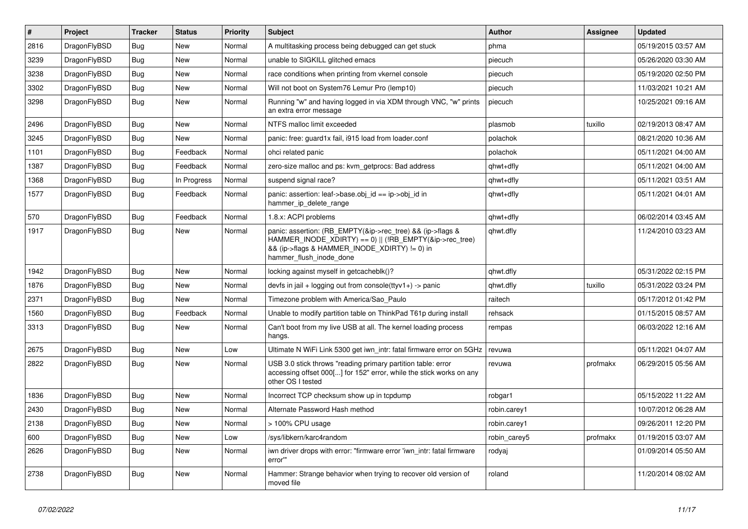| # | Project | Tracker | Status | Priority | Subject | Author | Assignee | Updated |
|---|---|---|---|---|---|---|---|---|
| 2816 | DragonFlyBSD | Bug | New | Normal | A multitasking process being debugged can get stuck | phma | | 05/19/2015 03:57 AM |
| 3239 | DragonFlyBSD | Bug | New | Normal | unable to SIGKILL glitched emacs | piecuch | | 05/26/2020 03:30 AM |
| 3238 | DragonFlyBSD | Bug | New | Normal | race conditions when printing from vkernel console | piecuch | | 05/19/2020 02:50 PM |
| 3302 | DragonFlyBSD | Bug | New | Normal | Will not boot on System76 Lemur Pro (lemp10) | piecuch | | 11/03/2021 10:21 AM |
| 3298 | DragonFlyBSD | Bug | New | Normal | Running "w" and having logged in via XDM through VNC, "w" prints an extra error message | piecuch | | 10/25/2021 09:16 AM |
| 2496 | DragonFlyBSD | Bug | New | Normal | NTFS malloc limit exceeded | plasmob | tuxillo | 02/19/2013 08:47 AM |
| 3245 | DragonFlyBSD | Bug | New | Normal | panic: free: guard1x fail, i915 load from loader.conf | polachok | | 08/21/2020 10:36 AM |
| 1101 | DragonFlyBSD | Bug | Feedback | Normal | ohci related panic | polachok | | 05/11/2021 04:00 AM |
| 1387 | DragonFlyBSD | Bug | Feedback | Normal | zero-size malloc and ps: kvm_getprocs: Bad address | qhwt+dfly | | 05/11/2021 04:00 AM |
| 1368 | DragonFlyBSD | Bug | In Progress | Normal | suspend signal race? | qhwt+dfly | | 05/11/2021 03:51 AM |
| 1577 | DragonFlyBSD | Bug | Feedback | Normal | panic: assertion: leaf->base.obj_id == ip->obj_id in hammer_ip_delete_range | qhwt+dfly | | 05/11/2021 04:01 AM |
| 570 | DragonFlyBSD | Bug | Feedback | Normal | 1.8.x: ACPI problems | qhwt+dfly | | 06/02/2014 03:45 AM |
| 1917 | DragonFlyBSD | Bug | New | Normal | panic: assertion: (RB_EMPTY(&ip->rec_tree) && (ip->flags & HAMMER_INODE_XDIRTY) == 0) \|\| (!RB_EMPTY(&ip->rec_tree) && (ip->flags & HAMMER_INODE_XDIRTY) != 0) in hammer_flush_inode_done | qhwt.dfly | | 11/24/2010 03:23 AM |
| 1942 | DragonFlyBSD | Bug | New | Normal | locking against myself in getcacheblk()? | qhwt.dfly | | 05/31/2022 02:15 PM |
| 1876 | DragonFlyBSD | Bug | New | Normal | devfs in jail + logging out from console(ttyv1+) -> panic | qhwt.dfly | tuxillo | 05/31/2022 03:24 PM |
| 2371 | DragonFlyBSD | Bug | New | Normal | Timezone problem with America/Sao_Paulo | raitech | | 05/17/2012 01:42 PM |
| 1560 | DragonFlyBSD | Bug | Feedback | Normal | Unable to modify partition table on ThinkPad T61p during install | rehsack | | 01/15/2015 08:57 AM |
| 3313 | DragonFlyBSD | Bug | New | Normal | Can't boot from my live USB at all. The kernel loading process hangs. | rempas | | 06/03/2022 12:16 AM |
| 2675 | DragonFlyBSD | Bug | New | Low | Ultimate N WiFi Link 5300 get iwn_intr: fatal firmware error on 5GHz | revuwa | | 05/11/2021 04:07 AM |
| 2822 | DragonFlyBSD | Bug | New | Normal | USB 3.0 stick throws "reading primary partition table: error accessing offset 000[...] for 152" error, while the stick works on any other OS I tested | revuwa | profmakx | 06/29/2015 05:56 AM |
| 1836 | DragonFlyBSD | Bug | New | Normal | Incorrect TCP checksum show up in tcpdump | robgar1 | | 05/15/2022 11:22 AM |
| 2430 | DragonFlyBSD | Bug | New | Normal | Alternate Password Hash method | robin.carey1 | | 10/07/2012 06:28 AM |
| 2138 | DragonFlyBSD | Bug | New | Normal | > 100% CPU usage | robin.carey1 | | 09/26/2011 12:20 PM |
| 600 | DragonFlyBSD | Bug | New | Low | /sys/libkern/karc4random | robin_carey5 | profmakx | 01/19/2015 03:07 AM |
| 2626 | DragonFlyBSD | Bug | New | Normal | iwn driver drops with error: "firmware error 'iwn_intr: fatal firmware error'" | rodyaj | | 01/09/2014 05:50 AM |
| 2738 | DragonFlyBSD | Bug | New | Normal | Hammer: Strange behavior when trying to recover old version of moved file | roland | | 11/20/2014 08:02 AM |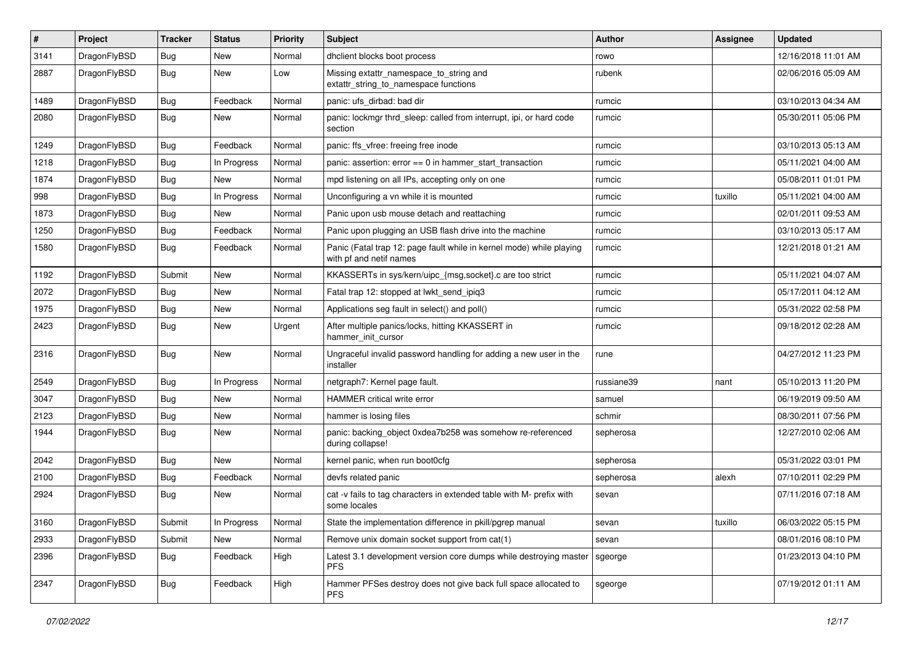| # | Project | Tracker | Status | Priority | Subject | Author | Assignee | Updated |
|---|---|---|---|---|---|---|---|---|
| 3141 | DragonFlyBSD | Bug | New | Normal | dhclient blocks boot process | rowo | | 12/16/2018 11:01 AM |
| 2887 | DragonFlyBSD | Bug | New | Low | Missing extattr_namespace_to_string and extattr_string_to_namespace functions | rubenk | | 02/06/2016 05:09 AM |
| 1489 | DragonFlyBSD | Bug | Feedback | Normal | panic: ufs_dirbad: bad dir | rumcic | | 03/10/2013 04:34 AM |
| 2080 | DragonFlyBSD | Bug | New | Normal | panic: lockmgr thrd_sleep: called from interrupt, ipi, or hard code section | rumcic | | 05/30/2011 05:06 PM |
| 1249 | DragonFlyBSD | Bug | Feedback | Normal | panic: ffs_vfree: freeing free inode | rumcic | | 03/10/2013 05:13 AM |
| 1218 | DragonFlyBSD | Bug | In Progress | Normal | panic: assertion: error == 0 in hammer_start_transaction | rumcic | | 05/11/2021 04:00 AM |
| 1874 | DragonFlyBSD | Bug | New | Normal | mpd listening on all IPs, accepting only on one | rumcic | | 05/08/2011 01:01 PM |
| 998 | DragonFlyBSD | Bug | In Progress | Normal | Unconfiguring a vn while it is mounted | rumcic | tuxillo | 05/11/2021 04:00 AM |
| 1873 | DragonFlyBSD | Bug | New | Normal | Panic upon usb mouse detach and reattaching | rumcic | | 02/01/2011 09:53 AM |
| 1250 | DragonFlyBSD | Bug | Feedback | Normal | Panic upon plugging an USB flash drive into the machine | rumcic | | 03/10/2013 05:17 AM |
| 1580 | DragonFlyBSD | Bug | Feedback | Normal | Panic (Fatal trap 12: page fault while in kernel mode) while playing with pf and netif names | rumcic | | 12/21/2018 01:21 AM |
| 1192 | DragonFlyBSD | Submit | New | Normal | KKASSERTs in sys/kern/uipc_{msg,socket}.c are too strict | rumcic | | 05/11/2021 04:07 AM |
| 2072 | DragonFlyBSD | Bug | New | Normal | Fatal trap 12: stopped at lwkt_send_ipiq3 | rumcic | | 05/17/2011 04:12 AM |
| 1975 | DragonFlyBSD | Bug | New | Normal | Applications seg fault in select() and poll() | rumcic | | 05/31/2022 02:58 PM |
| 2423 | DragonFlyBSD | Bug | New | Urgent | After multiple panics/locks, hitting KKASSERT in hammer_init_cursor | rumcic | | 09/18/2012 02:28 AM |
| 2316 | DragonFlyBSD | Bug | New | Normal | Ungraceful invalid password handling for adding a new user in the installer | rune | | 04/27/2012 11:23 PM |
| 2549 | DragonFlyBSD | Bug | In Progress | Normal | netgraph7: Kernel page fault. | russiane39 | nant | 05/10/2013 11:20 PM |
| 3047 | DragonFlyBSD | Bug | New | Normal | HAMMER critical write error | samuel | | 06/19/2019 09:50 AM |
| 2123 | DragonFlyBSD | Bug | New | Normal | hammer is losing files | schmir | | 08/30/2011 07:56 PM |
| 1944 | DragonFlyBSD | Bug | New | Normal | panic: backing_object 0xdea7b258 was somehow re-referenced during collapse! | sepherosa | | 12/27/2010 02:06 AM |
| 2042 | DragonFlyBSD | Bug | New | Normal | kernel panic, when run boot0cfg | sepherosa | | 05/31/2022 03:01 PM |
| 2100 | DragonFlyBSD | Bug | Feedback | Normal | devfs related panic | sepherosa | alexh | 07/10/2011 02:29 PM |
| 2924 | DragonFlyBSD | Bug | New | Normal | cat -v fails to tag characters in extended table with M- prefix with some locales | sevan | | 07/11/2016 07:18 AM |
| 3160 | DragonFlyBSD | Submit | In Progress | Normal | State the implementation difference in pkill/pgrep manual | sevan | tuxillo | 06/03/2022 05:15 PM |
| 2933 | DragonFlyBSD | Submit | New | Normal | Remove unix domain socket support from cat(1) | sevan | | 08/01/2016 08:10 PM |
| 2396 | DragonFlyBSD | Bug | Feedback | High | Latest 3.1 development version core dumps while destroying master PFS | sgeorge | | 01/23/2013 04:10 PM |
| 2347 | DragonFlyBSD | Bug | Feedback | High | Hammer PFSes destroy does not give back full space allocated to PFS | sgeorge | | 07/19/2012 01:11 AM |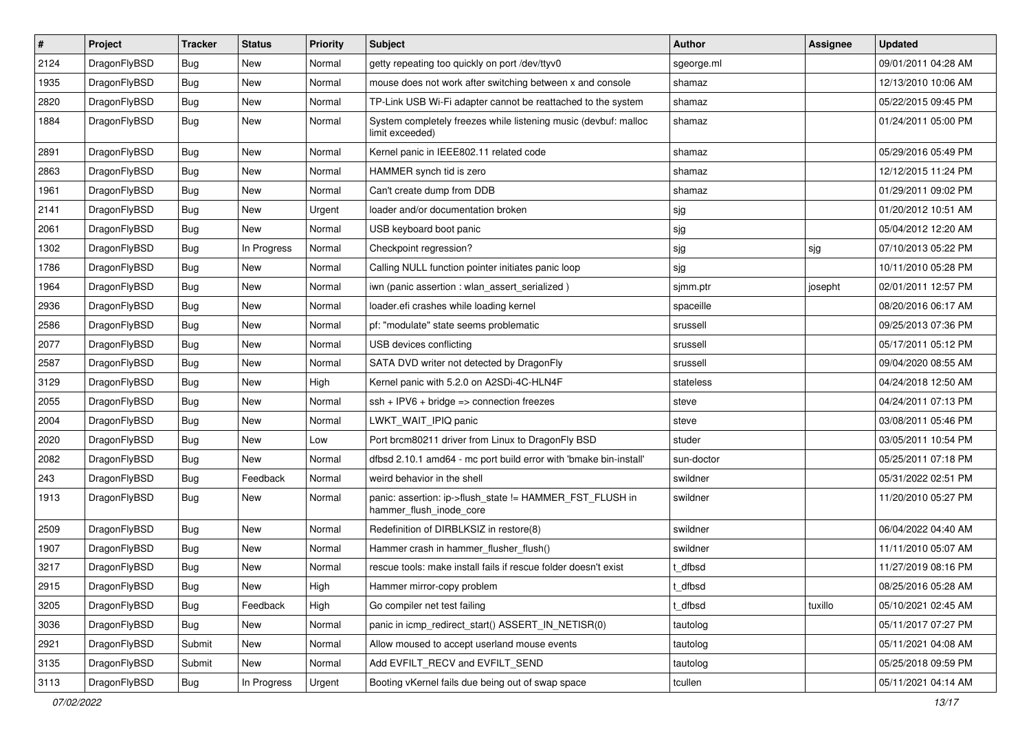| # | Project | Tracker | Status | Priority | Subject | Author | Assignee | Updated |
|---|---|---|---|---|---|---|---|---|
| 2124 | DragonFlyBSD | Bug | New | Normal | getty repeating too quickly on port /dev/ttyv0 | sgeorge.ml | | 09/01/2011 04:28 AM |
| 1935 | DragonFlyBSD | Bug | New | Normal | mouse does not work after switching between x and console | shamaz | | 12/13/2010 10:06 AM |
| 2820 | DragonFlyBSD | Bug | New | Normal | TP-Link USB Wi-Fi adapter cannot be reattached to the system | shamaz | | 05/22/2015 09:45 PM |
| 1884 | DragonFlyBSD | Bug | New | Normal | System completely freezes while listening music (devbuf: malloc limit exceeded) | shamaz | | 01/24/2011 05:00 PM |
| 2891 | DragonFlyBSD | Bug | New | Normal | Kernel panic in IEEE802.11 related code | shamaz | | 05/29/2016 05:49 PM |
| 2863 | DragonFlyBSD | Bug | New | Normal | HAMMER synch tid is zero | shamaz | | 12/12/2015 11:24 PM |
| 1961 | DragonFlyBSD | Bug | New | Normal | Can't create dump from DDB | shamaz | | 01/29/2011 09:02 PM |
| 2141 | DragonFlyBSD | Bug | New | Urgent | loader and/or documentation broken | sjg | | 01/20/2012 10:51 AM |
| 2061 | DragonFlyBSD | Bug | New | Normal | USB keyboard boot panic | sjg | | 05/04/2012 12:20 AM |
| 1302 | DragonFlyBSD | Bug | In Progress | Normal | Checkpoint regression? | sjg | sjg | 07/10/2013 05:22 PM |
| 1786 | DragonFlyBSD | Bug | New | Normal | Calling NULL function pointer initiates panic loop | sjg | | 10/11/2010 05:28 PM |
| 1964 | DragonFlyBSD | Bug | New | Normal | iwn (panic assertion : wlan_assert_serialized ) | sjmm.ptr | josepht | 02/01/2011 12:57 PM |
| 2936 | DragonFlyBSD | Bug | New | Normal | loader.efi crashes while loading kernel | spaceille | | 08/20/2016 06:17 AM |
| 2586 | DragonFlyBSD | Bug | New | Normal | pf: "modulate" state seems problematic | srussell | | 09/25/2013 07:36 PM |
| 2077 | DragonFlyBSD | Bug | New | Normal | USB devices conflicting | srussell | | 05/17/2011 05:12 PM |
| 2587 | DragonFlyBSD | Bug | New | Normal | SATA DVD writer not detected by DragonFly | srussell | | 09/04/2020 08:55 AM |
| 3129 | DragonFlyBSD | Bug | New | High | Kernel panic with 5.2.0 on A2SDi-4C-HLN4F | stateless | | 04/24/2018 12:50 AM |
| 2055 | DragonFlyBSD | Bug | New | Normal | ssh + IPV6 + bridge => connection freezes | steve | | 04/24/2011 07:13 PM |
| 2004 | DragonFlyBSD | Bug | New | Normal | LWKT_WAIT_IPIQ panic | steve | | 03/08/2011 05:46 PM |
| 2020 | DragonFlyBSD | Bug | New | Low | Port brcm80211 driver from Linux to DragonFly BSD | studer | | 03/05/2011 10:54 PM |
| 2082 | DragonFlyBSD | Bug | New | Normal | dfbsd 2.10.1 amd64 - mc port build error with 'bmake bin-install' | sun-doctor | | 05/25/2011 07:18 PM |
| 243 | DragonFlyBSD | Bug | Feedback | Normal | weird behavior in the shell | swildner | | 05/31/2022 02:51 PM |
| 1913 | DragonFlyBSD | Bug | New | Normal | panic: assertion: ip->flush_state != HAMMER_FST_FLUSH in hammer_flush_inode_core | swildner | | 11/20/2010 05:27 PM |
| 2509 | DragonFlyBSD | Bug | New | Normal | Redefinition of DIRBLKSIZ in restore(8) | swildner | | 06/04/2022 04:40 AM |
| 1907 | DragonFlyBSD | Bug | New | Normal | Hammer crash in hammer_flusher_flush() | swildner | | 11/11/2010 05:07 AM |
| 3217 | DragonFlyBSD | Bug | New | Normal | rescue tools: make install fails if rescue folder doesn't exist | t_dfbsd | | 11/27/2019 08:16 PM |
| 2915 | DragonFlyBSD | Bug | New | High | Hammer mirror-copy problem | t_dfbsd | | 08/25/2016 05:28 AM |
| 3205 | DragonFlyBSD | Bug | Feedback | High | Go compiler net test failing | t_dfbsd | tuxillo | 05/10/2021 02:45 AM |
| 3036 | DragonFlyBSD | Bug | New | Normal | panic in icmp_redirect_start() ASSERT_IN_NETISR(0) | tautolog | | 05/11/2017 07:27 PM |
| 2921 | DragonFlyBSD | Submit | New | Normal | Allow moused to accept userland mouse events | tautolog | | 05/11/2021 04:08 AM |
| 3135 | DragonFlyBSD | Submit | New | Normal | Add EVFILT_RECV and EVFILT_SEND | tautolog | | 05/25/2018 09:59 PM |
| 3113 | DragonFlyBSD | Bug | In Progress | Urgent | Booting vKernel fails due being out of swap space | tcullen | | 05/11/2021 04:14 AM |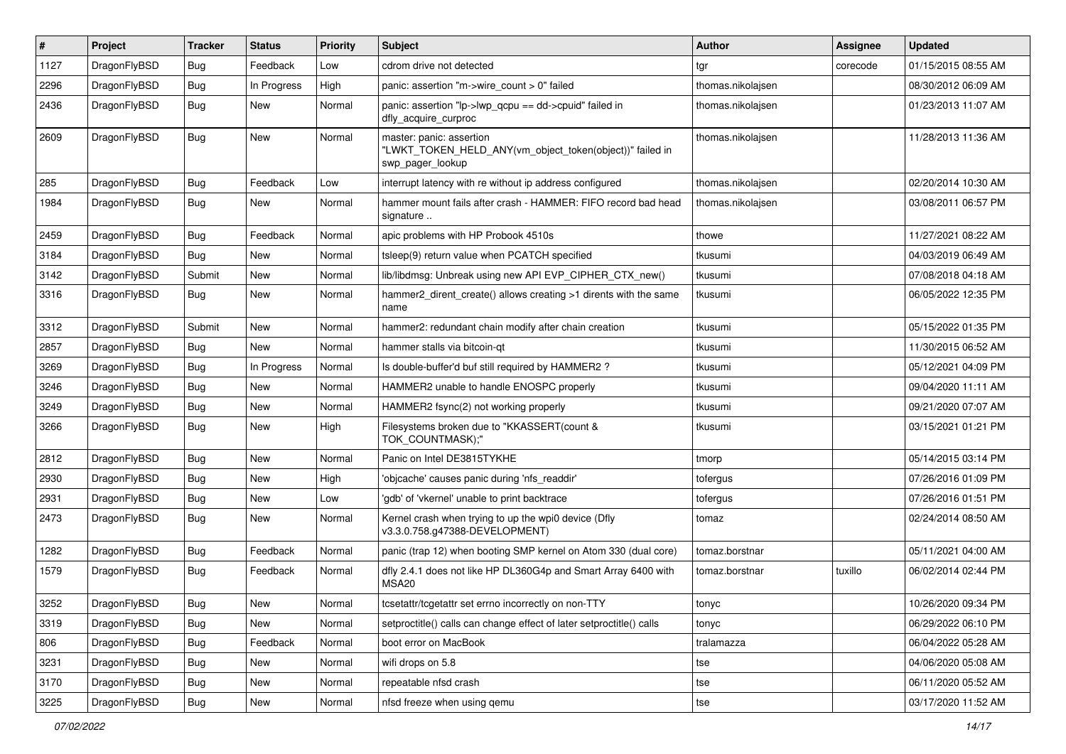| # | Project | Tracker | Status | Priority | Subject | Author | Assignee | Updated |
|---|---|---|---|---|---|---|---|---|
| 1127 | DragonFlyBSD | Bug | Feedback | Low | cdrom drive not detected | tgr | corecode | 01/15/2015 08:55 AM |
| 2296 | DragonFlyBSD | Bug | In Progress | High | panic: assertion "m->wire_count > 0" failed | thomas.nikolajsen | | 08/30/2012 06:09 AM |
| 2436 | DragonFlyBSD | Bug | New | Normal | panic: assertion "lp->lwp_qcpu == dd->cpuid" failed in dfly_acquire_curproc | thomas.nikolajsen | | 01/23/2013 11:07 AM |
| 2609 | DragonFlyBSD | Bug | New | Normal | master: panic: assertion "LWKT_TOKEN_HELD_ANY(vm_object_token(object))" failed in swp_pager_lookup | thomas.nikolajsen | | 11/28/2013 11:36 AM |
| 285 | DragonFlyBSD | Bug | Feedback | Low | interrupt latency with re without ip address configured | thomas.nikolajsen | | 02/20/2014 10:30 AM |
| 1984 | DragonFlyBSD | Bug | New | Normal | hammer mount fails after crash - HAMMER: FIFO record bad head signature .. | thomas.nikolajsen | | 03/08/2011 06:57 PM |
| 2459 | DragonFlyBSD | Bug | Feedback | Normal | apic problems with HP Probook 4510s | thowe | | 11/27/2021 08:22 AM |
| 3184 | DragonFlyBSD | Bug | New | Normal | tsleep(9) return value when PCATCH specified | tkusumi | | 04/03/2019 06:49 AM |
| 3142 | DragonFlyBSD | Submit | New | Normal | lib/libdmsg: Unbreak using new API EVP_CIPHER_CTX_new() | tkusumi | | 07/08/2018 04:18 AM |
| 3316 | DragonFlyBSD | Bug | New | Normal | hammer2_dirent_create() allows creating >1 dirents with the same name | tkusumi | | 06/05/2022 12:35 PM |
| 3312 | DragonFlyBSD | Submit | New | Normal | hammer2: redundant chain modify after chain creation | tkusumi | | 05/15/2022 01:35 PM |
| 2857 | DragonFlyBSD | Bug | New | Normal | hammer stalls via bitcoin-qt | tkusumi | | 11/30/2015 06:52 AM |
| 3269 | DragonFlyBSD | Bug | In Progress | Normal | Is double-buffer'd buf still required by HAMMER2 ? | tkusumi | | 05/12/2021 04:09 PM |
| 3246 | DragonFlyBSD | Bug | New | Normal | HAMMER2 unable to handle ENOSPC properly | tkusumi | | 09/04/2020 11:11 AM |
| 3249 | DragonFlyBSD | Bug | New | Normal | HAMMER2 fsync(2) not working properly | tkusumi | | 09/21/2020 07:07 AM |
| 3266 | DragonFlyBSD | Bug | New | High | Filesystems broken due to "KKASSERT(count & TOK_COUNTMASK);" | tkusumi | | 03/15/2021 01:21 PM |
| 2812 | DragonFlyBSD | Bug | New | Normal | Panic on Intel DE3815TYKHE | tmorp | | 05/14/2015 03:14 PM |
| 2930 | DragonFlyBSD | Bug | New | High | 'objcache' causes panic during 'nfs_readdir' | tofergus | | 07/26/2016 01:09 PM |
| 2931 | DragonFlyBSD | Bug | New | Low | 'gdb' of 'vkernel' unable to print backtrace | tofergus | | 07/26/2016 01:51 PM |
| 2473 | DragonFlyBSD | Bug | New | Normal | Kernel crash when trying to up the wpi0 device (Dfly v3.3.0.758.g47388-DEVELOPMENT) | tomaz | | 02/24/2014 08:50 AM |
| 1282 | DragonFlyBSD | Bug | Feedback | Normal | panic (trap 12) when booting SMP kernel on Atom 330 (dual core) | tomaz.borstnar | | 05/11/2021 04:00 AM |
| 1579 | DragonFlyBSD | Bug | Feedback | Normal | dfly 2.4.1 does not like HP DL360G4p and Smart Array 6400 with MSA20 | tomaz.borstnar | tuxillo | 06/02/2014 02:44 PM |
| 3252 | DragonFlyBSD | Bug | New | Normal | tcsetattr/tcgetattr set errno incorrectly on non-TTY | tonyc | | 10/26/2020 09:34 PM |
| 3319 | DragonFlyBSD | Bug | New | Normal | setproctitle() calls can change effect of later setproctitle() calls | tonyc | | 06/29/2022 06:10 PM |
| 806 | DragonFlyBSD | Bug | Feedback | Normal | boot error on MacBook | tralamazza | | 06/04/2022 05:28 AM |
| 3231 | DragonFlyBSD | Bug | New | Normal | wifi drops on 5.8 | tse | | 04/06/2020 05:08 AM |
| 3170 | DragonFlyBSD | Bug | New | Normal | repeatable nfsd crash | tse | | 06/11/2020 05:52 AM |
| 3225 | DragonFlyBSD | Bug | New | Normal | nfsd freeze when using qemu | tse | | 03/17/2020 11:52 AM |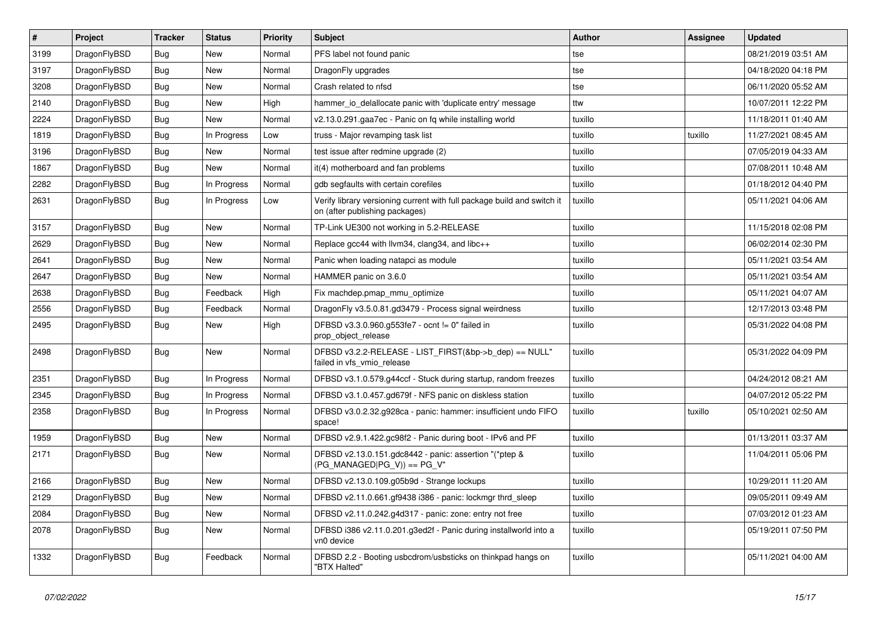| # | Project | Tracker | Status | Priority | Subject | Author | Assignee | Updated |
|---|---|---|---|---|---|---|---|---|
| 3199 | DragonFlyBSD | Bug | New | Normal | PFS label not found panic | tse | | 08/21/2019 03:51 AM |
| 3197 | DragonFlyBSD | Bug | New | Normal | DragonFly upgrades | tse | | 04/18/2020 04:18 PM |
| 3208 | DragonFlyBSD | Bug | New | Normal | Crash related to nfsd | tse | | 06/11/2020 05:52 AM |
| 2140 | DragonFlyBSD | Bug | New | High | hammer_io_delallocate panic with 'duplicate entry' message | ttw | | 10/07/2011 12:22 PM |
| 2224 | DragonFlyBSD | Bug | New | Normal | v2.13.0.291.gaa7ec - Panic on fq while installing world | tuxillo | | 11/18/2011 01:40 AM |
| 1819 | DragonFlyBSD | Bug | In Progress | Low | truss - Major revamping task list | tuxillo | tuxillo | 11/27/2021 08:45 AM |
| 3196 | DragonFlyBSD | Bug | New | Normal | test issue after redmine upgrade (2) | tuxillo | | 07/05/2019 04:33 AM |
| 1867 | DragonFlyBSD | Bug | New | Normal | it(4) motherboard and fan problems | tuxillo | | 07/08/2011 10:48 AM |
| 2282 | DragonFlyBSD | Bug | In Progress | Normal | gdb segfaults with certain corefiles | tuxillo | | 01/18/2012 04:40 PM |
| 2631 | DragonFlyBSD | Bug | In Progress | Low | Verify library versioning current with full package build and switch it on (after publishing packages) | tuxillo | | 05/11/2021 04:06 AM |
| 3157 | DragonFlyBSD | Bug | New | Normal | TP-Link UE300 not working in 5.2-RELEASE | tuxillo | | 11/15/2018 02:08 PM |
| 2629 | DragonFlyBSD | Bug | New | Normal | Replace gcc44 with llvm34, clang34, and libc++ | tuxillo | | 06/02/2014 02:30 PM |
| 2641 | DragonFlyBSD | Bug | New | Normal | Panic when loading natapci as module | tuxillo | | 05/11/2021 03:54 AM |
| 2647 | DragonFlyBSD | Bug | New | Normal | HAMMER panic on 3.6.0 | tuxillo | | 05/11/2021 03:54 AM |
| 2638 | DragonFlyBSD | Bug | Feedback | High | Fix machdep.pmap_mmu_optimize | tuxillo | | 05/11/2021 04:07 AM |
| 2556 | DragonFlyBSD | Bug | Feedback | Normal | DragonFly v3.5.0.81.gd3479 - Process signal weirdness | tuxillo | | 12/17/2013 03:48 PM |
| 2495 | DragonFlyBSD | Bug | New | High | DFBSD v3.3.0.960.g553fe7 - ocnt != 0" failed in prop_object_release | tuxillo | | 05/31/2022 04:08 PM |
| 2498 | DragonFlyBSD | Bug | New | Normal | DFBSD v3.2.2-RELEASE - LIST_FIRST(&bp->b_dep) == NULL" failed in vfs_vmio_release | tuxillo | | 05/31/2022 04:09 PM |
| 2351 | DragonFlyBSD | Bug | In Progress | Normal | DFBSD v3.1.0.579.g44ccf - Stuck during startup, random freezes | tuxillo | | 04/24/2012 08:21 AM |
| 2345 | DragonFlyBSD | Bug | In Progress | Normal | DFBSD v3.1.0.457.gd679f - NFS panic on diskless station | tuxillo | | 04/07/2012 05:22 PM |
| 2358 | DragonFlyBSD | Bug | In Progress | Normal | DFBSD v3.0.2.32.g928ca - panic: hammer: insufficient undo FIFO space! | tuxillo | tuxillo | 05/10/2021 02:50 AM |
| 1959 | DragonFlyBSD | Bug | New | Normal | DFBSD v2.9.1.422.gc98f2 - Panic during boot - IPv6 and PF | tuxillo | | 01/13/2011 03:37 AM |
| 2171 | DragonFlyBSD | Bug | New | Normal | DFBSD v2.13.0.151.gdc8442 - panic: assertion "(*ptep & (PG_MANAGED\|PG_V)) == PG_V" | tuxillo | | 11/04/2011 05:06 PM |
| 2166 | DragonFlyBSD | Bug | New | Normal | DFBSD v2.13.0.109.g05b9d - Strange lockups | tuxillo | | 10/29/2011 11:20 AM |
| 2129 | DragonFlyBSD | Bug | New | Normal | DFBSD v2.11.0.661.gf9438 i386 - panic: lockmgr thrd_sleep | tuxillo | | 09/05/2011 09:49 AM |
| 2084 | DragonFlyBSD | Bug | New | Normal | DFBSD v2.11.0.242.g4d317 - panic: zone: entry not free | tuxillo | | 07/03/2012 01:23 AM |
| 2078 | DragonFlyBSD | Bug | New | Normal | DFBSD i386 v2.11.0.201.g3ed2f - Panic during installworld into a vn0 device | tuxillo | | 05/19/2011 07:50 PM |
| 1332 | DragonFlyBSD | Bug | Feedback | Normal | DFBSD 2.2 - Booting usbcdrom/usbsticks on thinkpad hangs on "BTX Halted" | tuxillo | | 05/11/2021 04:00 AM |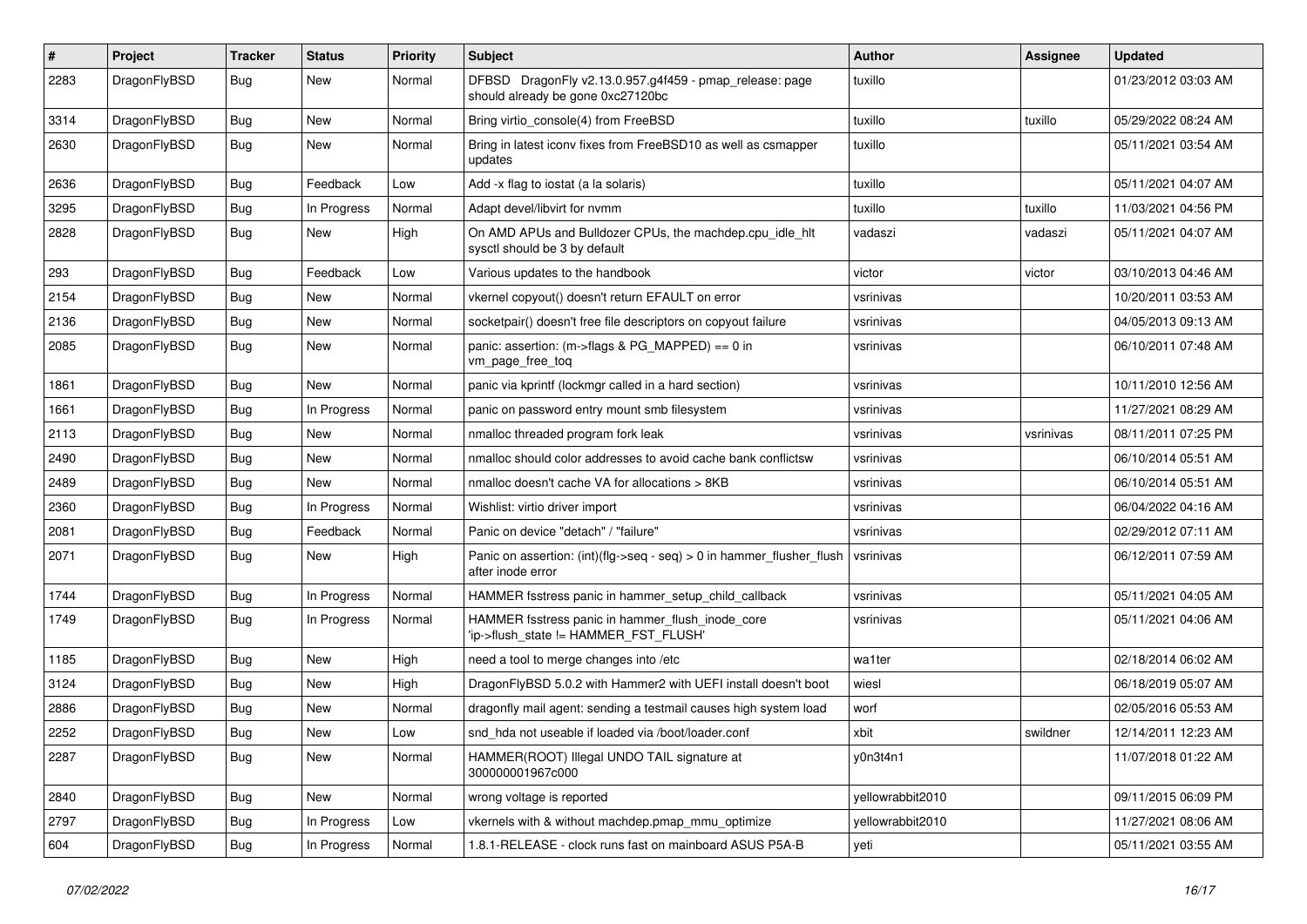| # | Project | Tracker | Status | Priority | Subject | Author | Assignee | Updated |
|---|---|---|---|---|---|---|---|---|
| 2283 | DragonFlyBSD | Bug | New | Normal | DFBSD DragonFly v2.13.0.957.g4f459 - pmap_release: page should already be gone 0xc27120bc | tuxillo |  | 01/23/2012 03:03 AM |
| 3314 | DragonFlyBSD | Bug | New | Normal | Bring virtio_console(4) from FreeBSD | tuxillo | tuxillo | 05/29/2022 08:24 AM |
| 2630 | DragonFlyBSD | Bug | New | Normal | Bring in latest iconv fixes from FreeBSD10 as well as csmapper updates | tuxillo |  | 05/11/2021 03:54 AM |
| 2636 | DragonFlyBSD | Bug | Feedback | Low | Add -x flag to iostat (a la solaris) | tuxillo |  | 05/11/2021 04:07 AM |
| 3295 | DragonFlyBSD | Bug | In Progress | Normal | Adapt devel/libvirt for nvmm | tuxillo | tuxillo | 11/03/2021 04:56 PM |
| 2828 | DragonFlyBSD | Bug | New | High | On AMD APUs and Bulldozer CPUs, the machdep.cpu_idle_hlt sysctl should be 3 by default | vadaszi | vadaszi | 05/11/2021 04:07 AM |
| 293 | DragonFlyBSD | Bug | Feedback | Low | Various updates to the handbook | victor | victor | 03/10/2013 04:46 AM |
| 2154 | DragonFlyBSD | Bug | New | Normal | vkernel copyout() doesn't return EFAULT on error | vsrinivas |  | 10/20/2011 03:53 AM |
| 2136 | DragonFlyBSD | Bug | New | Normal | socketpair() doesn't free file descriptors on copyout failure | vsrinivas |  | 04/05/2013 09:13 AM |
| 2085 | DragonFlyBSD | Bug | New | Normal | panic: assertion: (m->flags & PG_MAPPED) == 0 in vm_page_free_toq | vsrinivas |  | 06/10/2011 07:48 AM |
| 1861 | DragonFlyBSD | Bug | New | Normal | panic via kprintf (lockmgr called in a hard section) | vsrinivas |  | 10/11/2010 12:56 AM |
| 1661 | DragonFlyBSD | Bug | In Progress | Normal | panic on password entry mount smb filesystem | vsrinivas |  | 11/27/2021 08:29 AM |
| 2113 | DragonFlyBSD | Bug | New | Normal | nmalloc threaded program fork leak | vsrinivas | vsrinivas | 08/11/2011 07:25 PM |
| 2490 | DragonFlyBSD | Bug | New | Normal | nmalloc should color addresses to avoid cache bank conflictsw | vsrinivas |  | 06/10/2014 05:51 AM |
| 2489 | DragonFlyBSD | Bug | New | Normal | nmalloc doesn't cache VA for allocations > 8KB | vsrinivas |  | 06/10/2014 05:51 AM |
| 2360 | DragonFlyBSD | Bug | In Progress | Normal | Wishlist: virtio driver import | vsrinivas |  | 06/04/2022 04:16 AM |
| 2081 | DragonFlyBSD | Bug | Feedback | Normal | Panic on device "detach" / "failure" | vsrinivas |  | 02/29/2012 07:11 AM |
| 2071 | DragonFlyBSD | Bug | New | High | Panic on assertion: (int)(flg->seq - seq) > 0 in hammer_flusher_flush after inode error | vsrinivas |  | 06/12/2011 07:59 AM |
| 1744 | DragonFlyBSD | Bug | In Progress | Normal | HAMMER fsstress panic in hammer_setup_child_callback | vsrinivas |  | 05/11/2021 04:05 AM |
| 1749 | DragonFlyBSD | Bug | In Progress | Normal | HAMMER fsstress panic in hammer_flush_inode_core 'ip->flush_state != HAMMER_FST_FLUSH' | vsrinivas |  | 05/11/2021 04:06 AM |
| 1185 | DragonFlyBSD | Bug | New | High | need a tool to merge changes into /etc | wa1ter |  | 02/18/2014 06:02 AM |
| 3124 | DragonFlyBSD | Bug | New | High | DragonFlyBSD 5.0.2 with Hammer2 with UEFI install doesn't boot | wiesl |  | 06/18/2019 05:07 AM |
| 2886 | DragonFlyBSD | Bug | New | Normal | dragonfly mail agent: sending a testmail causes high system load | worf |  | 02/05/2016 05:53 AM |
| 2252 | DragonFlyBSD | Bug | New | Low | snd_hda not useable if loaded via /boot/loader.conf | xbit | swildner | 12/14/2011 12:23 AM |
| 2287 | DragonFlyBSD | Bug | New | Normal | HAMMER(ROOT) Illegal UNDO TAIL signature at 300000001967c000 | y0n3t4n1 |  | 11/07/2018 01:22 AM |
| 2840 | DragonFlyBSD | Bug | New | Normal | wrong voltage is reported | yellowrabbit2010 |  | 09/11/2015 06:09 PM |
| 2797 | DragonFlyBSD | Bug | In Progress | Low | vkernels with & without machdep.pmap_mmu_optimize | yellowrabbit2010 |  | 11/27/2021 08:06 AM |
| 604 | DragonFlyBSD | Bug | In Progress | Normal | 1.8.1-RELEASE - clock runs fast on mainboard ASUS P5A-B | yeti |  | 05/11/2021 03:55 AM |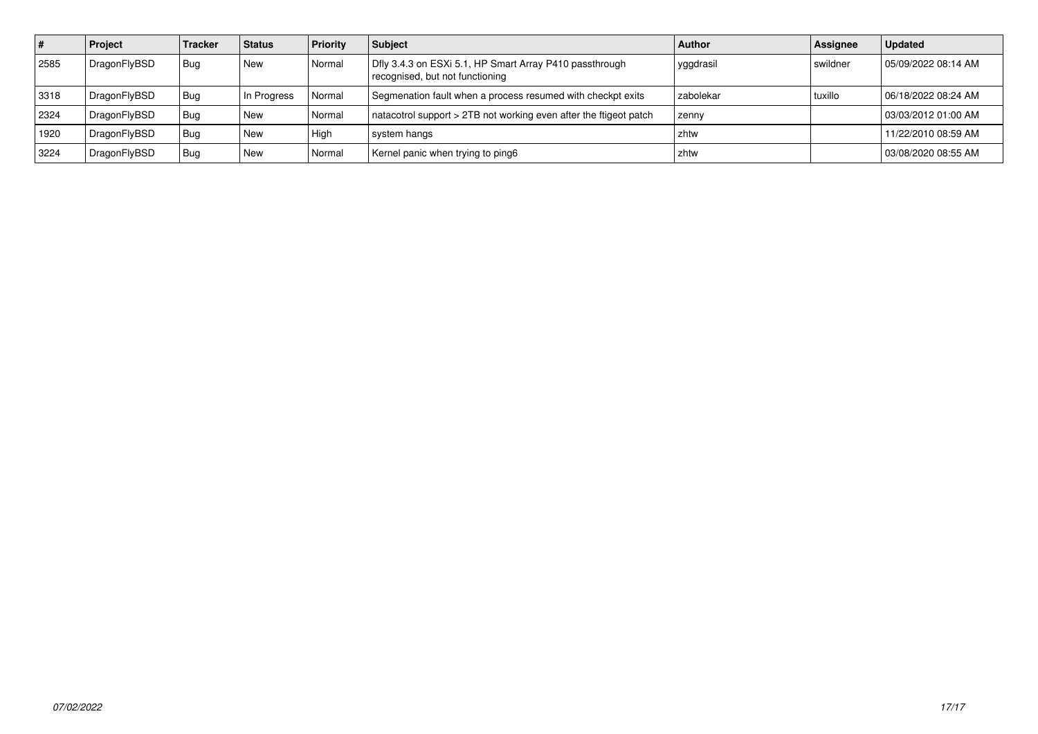| # | Project | Tracker | Status | Priority | Subject | Author | Assignee | Updated |
|---|---|---|---|---|---|---|---|---|
| 2585 | DragonFlyBSD | Bug | New | Normal | Dfly 3.4.3 on ESXi 5.1, HP Smart Array P410 passthrough recognised, but not functioning | yggdrasil | swildner | 05/09/2022 08:14 AM |
| 3318 | DragonFlyBSD | Bug | In Progress | Normal | Segmenation fault when a process resumed with checkpt exits | zabolekar | tuxillo | 06/18/2022 08:24 AM |
| 2324 | DragonFlyBSD | Bug | New | Normal | natacotrol support > 2TB not working even after the ftigeot patch | zenny | | 03/03/2012 01:00 AM |
| 1920 | DragonFlyBSD | Bug | New | High | system hangs | zhtw | | 11/22/2010 08:59 AM |
| 3224 | DragonFlyBSD | Bug | New | Normal | Kernel panic when trying to ping6 | zhtw | | 03/08/2020 08:55 AM |